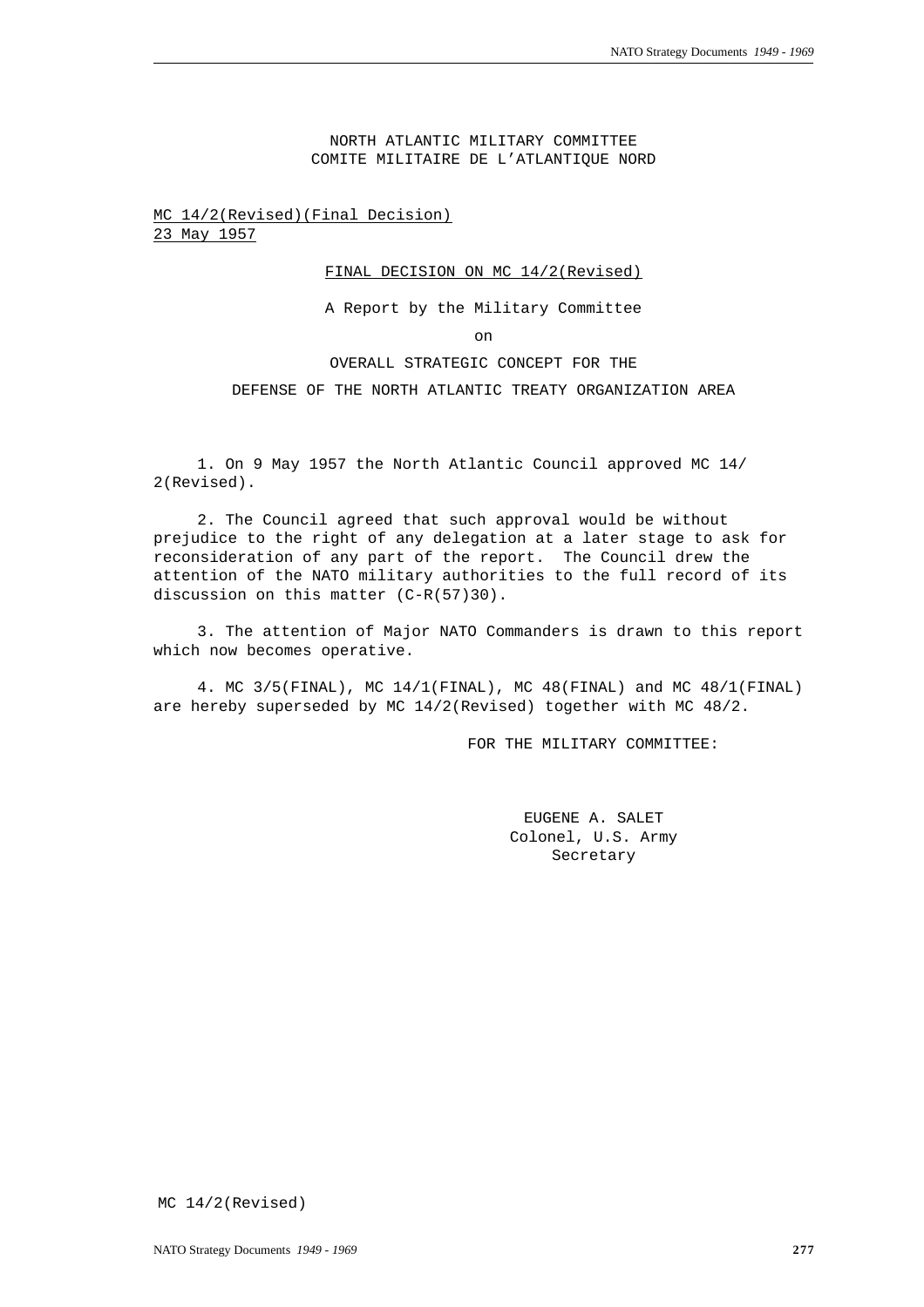NORTH ATLANTIC MILITARY COMMITTEE
COMITE MILITAIRE DE L'ATLANTIQUE NORD

MC 14/2(Revised)(Final Decision)
23 May 1957

FINAL DECISION ON MC 14/2(Revised)

A Report by the Military Committee

on

OVERALL STRATEGIC CONCEPT FOR THE

DEFENSE OF THE NORTH ATLANTIC TREATY ORGANIZATION AREA

1. On 9 May 1957 the North Atlantic Council approved MC 14/2(Revised).

2. The Council agreed that such approval would be without prejudice to the right of any delegation at a later stage to ask for reconsideration of any part of the report. The Council drew the attention of the NATO military authorities to the full record of its discussion on this matter (C-R(57)30).

3. The attention of Major NATO Commanders is drawn to this report which now becomes operative.

4. MC 3/5(FINAL), MC 14/1(FINAL), MC 48(FINAL) and MC 48/1(FINAL) are hereby superseded by MC 14/2(Revised) together with MC 48/2.

FOR THE MILITARY COMMITTEE:

EUGENE A. SALET
Colonel, U.S. Army
Secretary

MC 14/2(Revised)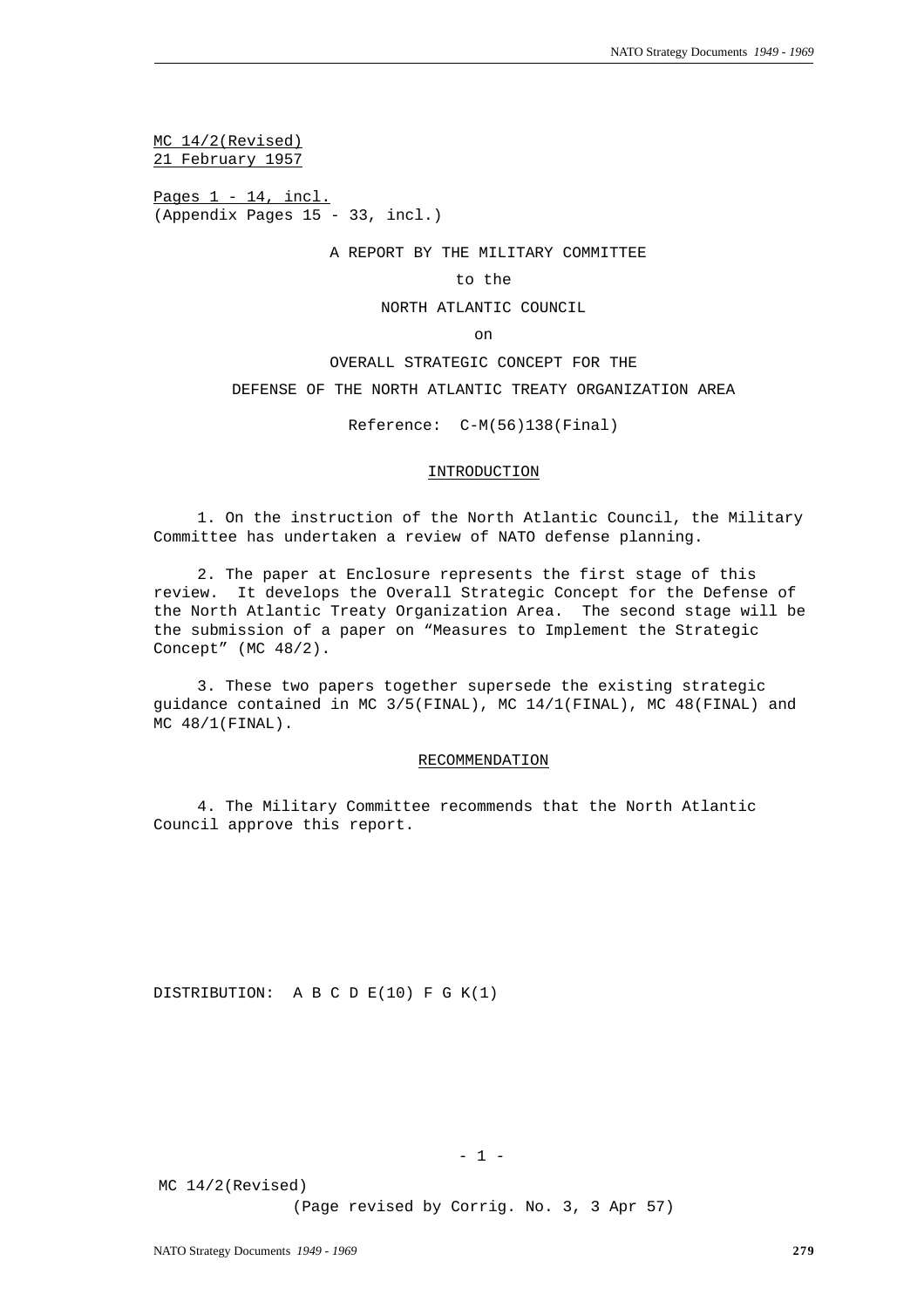MC 14/2(Revised)
21 February 1957

Pages 1 - 14, incl.
(Appendix Pages 15 - 33, incl.)

A REPORT BY THE MILITARY COMMITTEE

to the

NORTH ATLANTIC COUNCIL

on

OVERALL STRATEGIC CONCEPT FOR THE

DEFENSE OF THE NORTH ATLANTIC TREATY ORGANIZATION AREA

Reference: C-M(56)138(Final)

## INTRODUCTION

1. On the instruction of the North Atlantic Council, the Military Committee has undertaken a review of NATO defense planning.

2. The paper at Enclosure represents the first stage of this review. It develops the Overall Strategic Concept for the Defense of the North Atlantic Treaty Organization Area. The second stage will be the submission of a paper on “Measures to Implement the Strategic Concept” (MC 48/2).

3. These two papers together supersede the existing strategic guidance contained in MC 3/5(FINAL), MC 14/1(FINAL), MC 48(FINAL) and MC 48/1(FINAL).

## RECOMMENDATION

4. The Military Committee recommends that the North Atlantic Council approve this report.

DISTRIBUTION: A B C D E(10) F G K(1)

MC 14/2(Revised)
(Page revised by Corrig. No. 3, 3 Apr 57)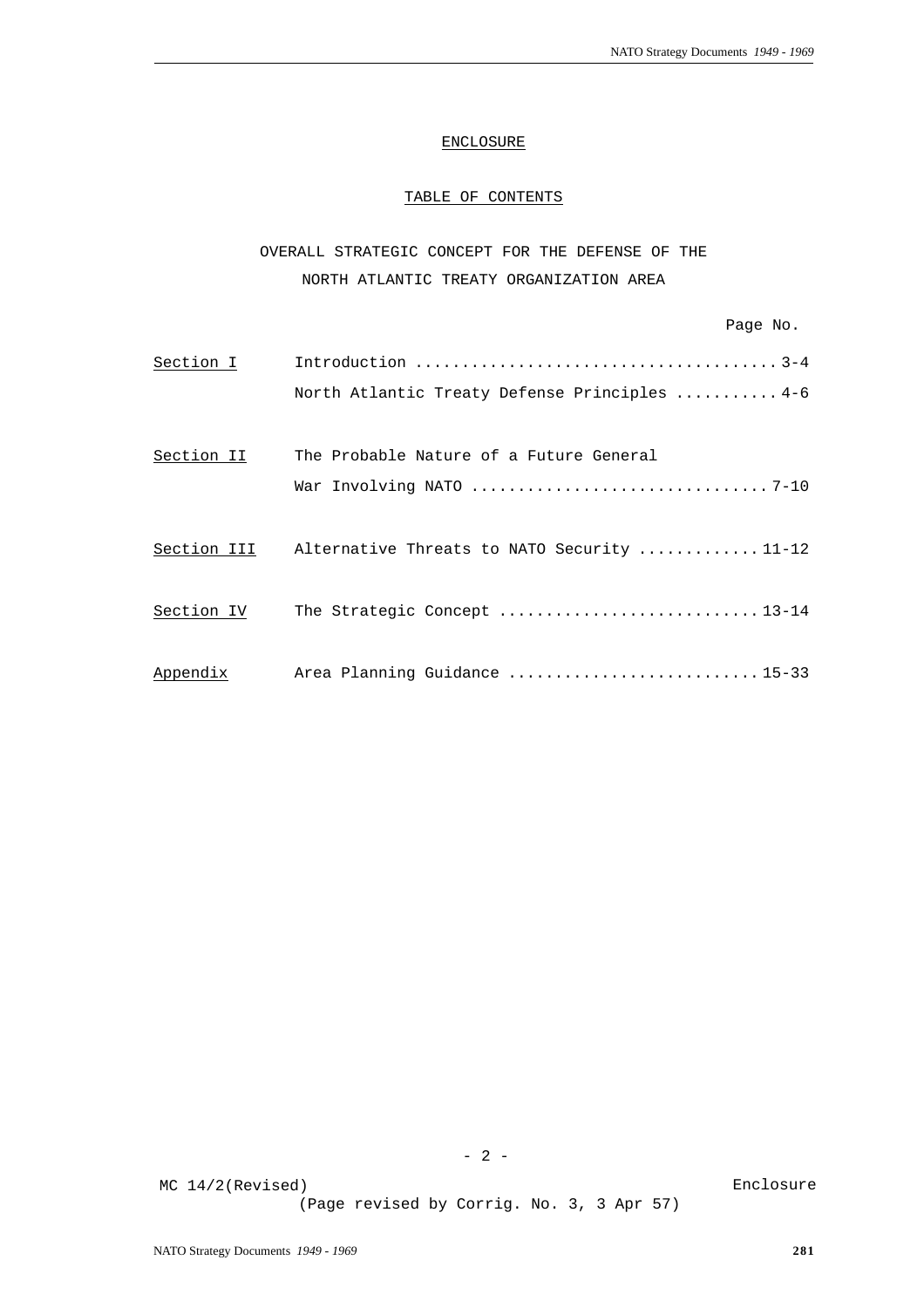ENCLOSURE

TABLE OF CONTENTS

OVERALL STRATEGIC CONCEPT FOR THE DEFENSE OF THE NORTH ATLANTIC TREATY ORGANIZATION AREA

| | | Page No. |
|---|---|---|
| Section I | Introduction | 3-4 |
| | North Atlantic Treaty Defense Principles | 4-6 |
| Section II | The Probable Nature of a Future General War Involving NATO | 7-10 |
| Section III | Alternative Threats to NATO Security | 11-12 |
| Section IV | The Strategic Concept | 13-14 |
| Appendix | Area Planning Guidance | 15-33 |

MC 14/2(Revised) Enclosure

(Page revised by Corrig. No. 3, 3 Apr 57)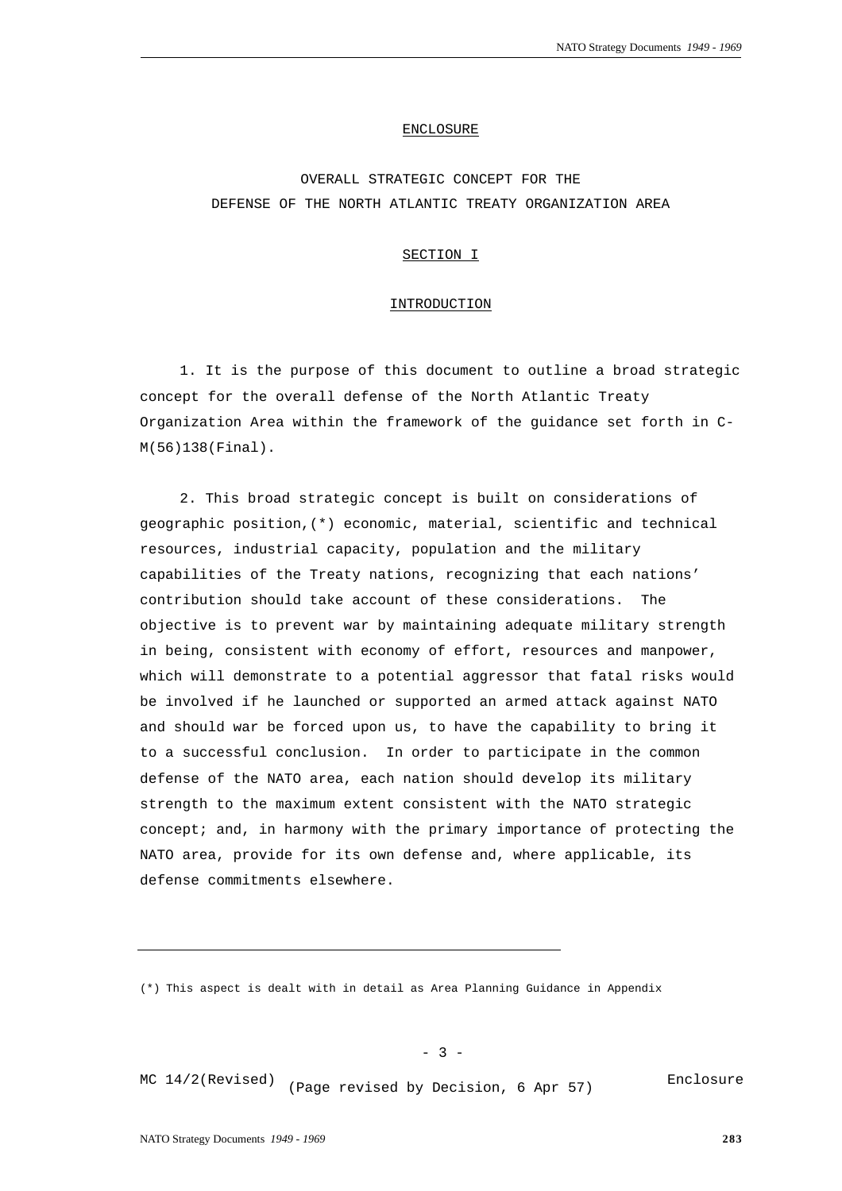ENCLOSURE

# OVERALL STRATEGIC CONCEPT FOR THE DEFENSE OF THE NORTH ATLANTIC TREATY ORGANIZATION AREA

## SECTION I

## INTRODUCTION

1. It is the purpose of this document to outline a broad strategic concept for the overall defense of the North Atlantic Treaty Organization Area within the framework of the guidance set forth in C-M(56)138(Final).

2. This broad strategic concept is built on considerations of geographic position,(*) economic, material, scientific and technical resources, industrial capacity, population and the military capabilities of the Treaty nations, recognizing that each nations' contribution should take account of these considerations. The objective is to prevent war by maintaining adequate military strength in being, consistent with economy of effort, resources and manpower, which will demonstrate to a potential aggressor that fatal risks would be involved if he launched or supported an armed attack against NATO and should war be forced upon us, to have the capability to bring it to a successful conclusion. In order to participate in the common defense of the NATO area, each nation should develop its military strength to the maximum extent consistent with the NATO strategic concept; and, in harmony with the primary importance of protecting the NATO area, provide for its own defense and, where applicable, its defense commitments elsewhere.

---

(*) This aspect is dealt with in detail as Area Planning Guidance in Appendix

MC 14/2(Revised) (Page revised by Decision, 6 Apr 57) Enclosure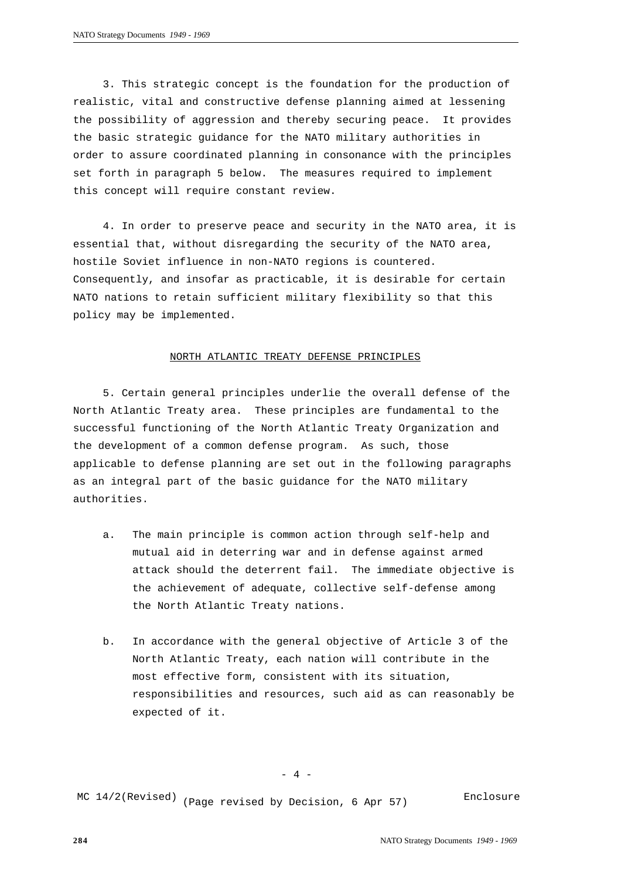3. This strategic concept is the foundation for the production of realistic, vital and constructive defense planning aimed at lessening the possibility of aggression and thereby securing peace. It provides the basic strategic guidance for the NATO military authorities in order to assure coordinated planning in consonance with the principles set forth in paragraph 5 below. The measures required to implement this concept will require constant review.

4. In order to preserve peace and security in the NATO area, it is essential that, without disregarding the security of the NATO area, hostile Soviet influence in non-NATO regions is countered. Consequently, and insofar as practicable, it is desirable for certain NATO nations to retain sufficient military flexibility so that this policy may be implemented.

## NORTH ATLANTIC TREATY DEFENSE PRINCIPLES

5. Certain general principles underlie the overall defense of the North Atlantic Treaty area. These principles are fundamental to the successful functioning of the North Atlantic Treaty Organization and the development of a common defense program. As such, those applicable to defense planning are set out in the following paragraphs as an integral part of the basic guidance for the NATO military authorities.

a. The main principle is common action through self-help and mutual aid in deterring war and in defense against armed attack should the deterrent fail. The immediate objective is the achievement of adequate, collective self-defense among the North Atlantic Treaty nations.

b. In accordance with the general objective of Article 3 of the North Atlantic Treaty, each nation will contribute in the most effective form, consistent with its situation, responsibilities and resources, such aid as can reasonably be expected of it.

MC 14/2(Revised) (Page revised by Decision, 6 Apr 57) Enclosure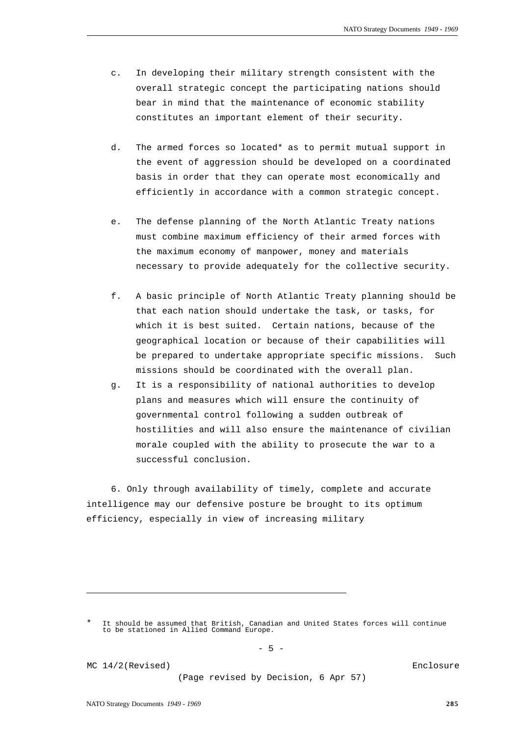c. In developing their military strength consistent with the overall strategic concept the participating nations should bear in mind that the maintenance of economic stability constitutes an important element of their security.

d. The armed forces so located* as to permit mutual support in the event of aggression should be developed on a coordinated basis in order that they can operate most economically and efficiently in accordance with a common strategic concept.

e. The defense planning of the North Atlantic Treaty nations must combine maximum efficiency of their armed forces with the maximum economy of manpower, money and materials necessary to provide adequately for the collective security.

f. A basic principle of North Atlantic Treaty planning should be that each nation should undertake the task, or tasks, for which it is best suited. Certain nations, because of the geographical location or because of their capabilities will be prepared to undertake appropriate specific missions. Such missions should be coordinated with the overall plan.

g. It is a responsibility of national authorities to develop plans and measures which will ensure the continuity of governmental control following a sudden outbreak of hostilities and will also ensure the maintenance of civilian morale coupled with the ability to prosecute the war to a successful conclusion.

6. Only through availability of timely, complete and accurate intelligence may our defensive posture be brought to its optimum efficiency, especially in view of increasing military

---

\* It should be assumed that British, Canadian and United States forces will continue to be stationed in Allied Command Europe.

MC 14/2(Revised) Enclosure

(Page revised by Decision, 6 Apr 57)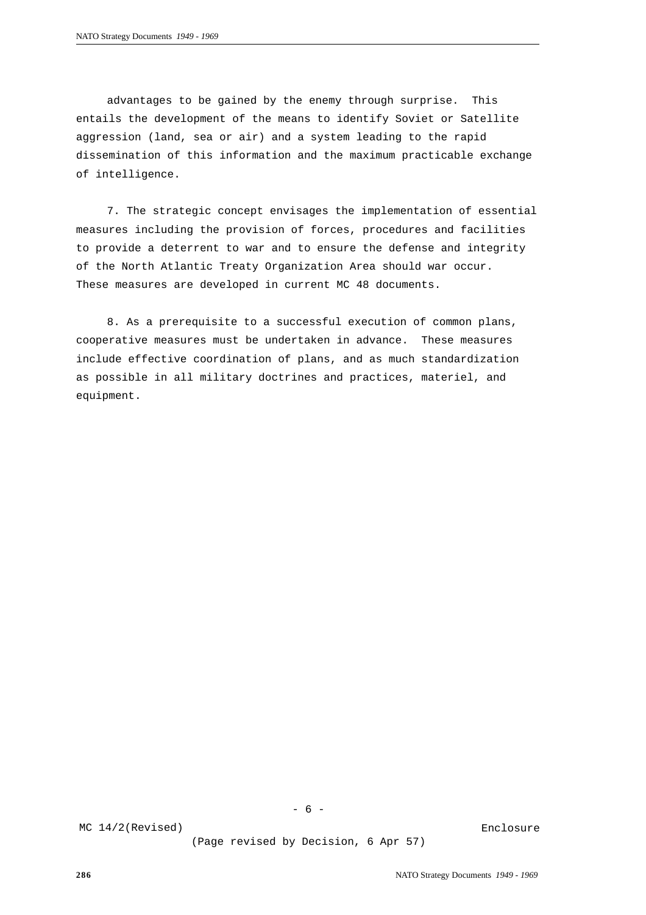advantages to be gained by the enemy through surprise. This entails the development of the means to identify Soviet or Satellite aggression (land, sea or air) and a system leading to the rapid dissemination of this information and the maximum practicable exchange of intelligence.

7. The strategic concept envisages the implementation of essential measures including the provision of forces, procedures and facilities to provide a deterrent to war and to ensure the defense and integrity of the North Atlantic Treaty Organization Area should war occur. These measures are developed in current MC 48 documents.

8. As a prerequisite to a successful execution of common plans, cooperative measures must be undertaken in advance. These measures include effective coordination of plans, and as much standardization as possible in all military doctrines and practices, materiel, and equipment.

MC 14/2(Revised) Enclosure

(Page revised by Decision, 6 Apr 57)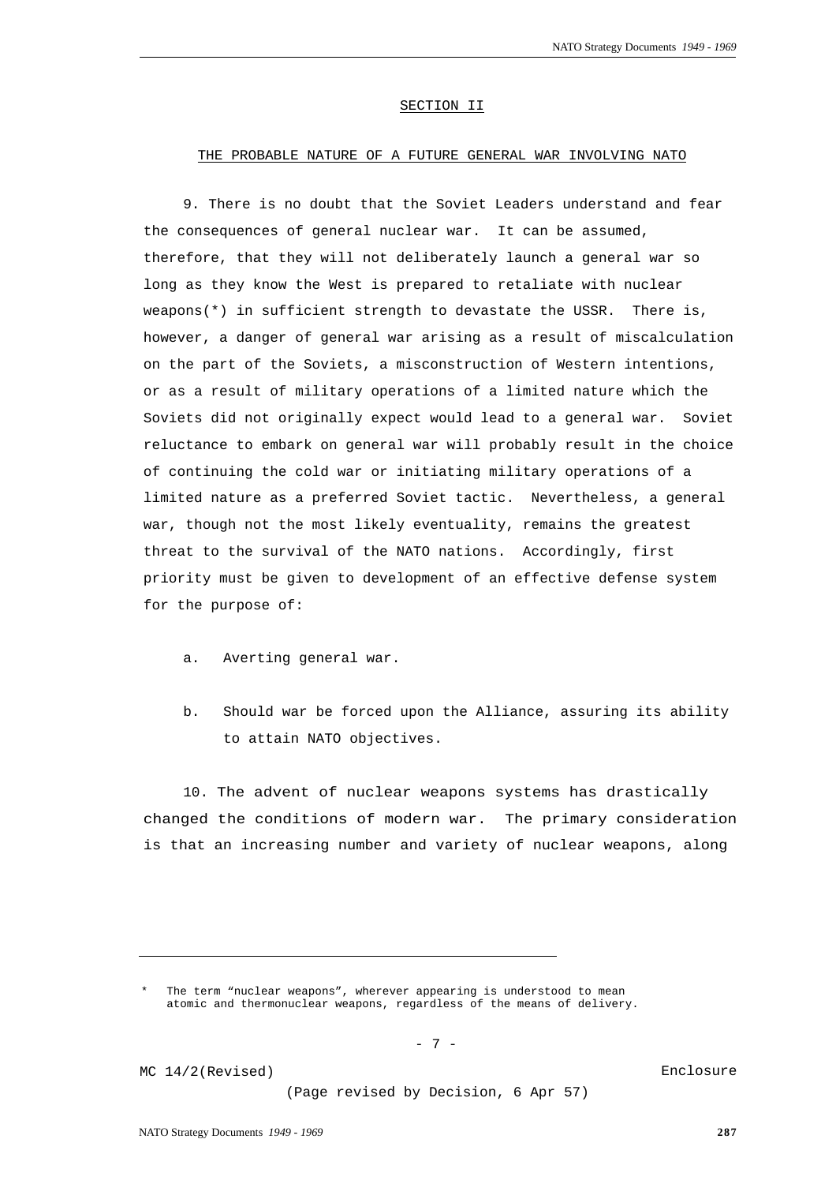## SECTION II

### THE PROBABLE NATURE OF A FUTURE GENERAL WAR INVOLVING NATO

9. There is no doubt that the Soviet Leaders understand and fear the consequences of general nuclear war. It can be assumed, therefore, that they will not deliberately launch a general war so long as they know the West is prepared to retaliate with nuclear weapons(*) in sufficient strength to devastate the USSR. There is, however, a danger of general war arising as a result of miscalculation on the part of the Soviets, a misconstruction of Western intentions, or as a result of military operations of a limited nature which the Soviets did not originally expect would lead to a general war. Soviet reluctance to embark on general war will probably result in the choice of continuing the cold war or initiating military operations of a limited nature as a preferred Soviet tactic. Nevertheless, a general war, though not the most likely eventuality, remains the greatest threat to the survival of the NATO nations. Accordingly, first priority must be given to development of an effective defense system for the purpose of:

a. Averting general war.

b. Should war be forced upon the Alliance, assuring its ability to attain NATO objectives.

10. The advent of nuclear weapons systems has drastically changed the conditions of modern war. The primary consideration is that an increasing number and variety of nuclear weapons, along

---

\* The term "nuclear weapons", wherever appearing is understood to mean atomic and thermonuclear weapons, regardless of the means of delivery.

MC 14/2(Revised) Enclosure

(Page revised by Decision, 6 Apr 57)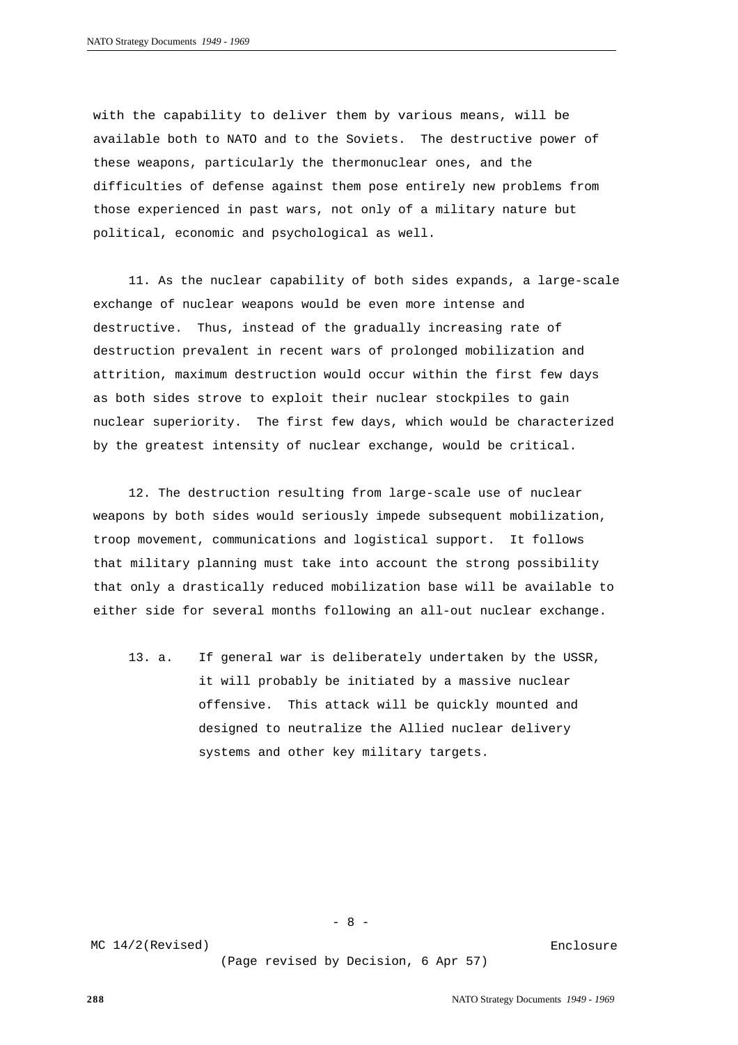with the capability to deliver them by various means, will be available both to NATO and to the Soviets. The destructive power of these weapons, particularly the thermonuclear ones, and the difficulties of defense against them pose entirely new problems from those experienced in past wars, not only of a military nature but political, economic and psychological as well.

11. As the nuclear capability of both sides expands, a large-scale exchange of nuclear weapons would be even more intense and destructive. Thus, instead of the gradually increasing rate of destruction prevalent in recent wars of prolonged mobilization and attrition, maximum destruction would occur within the first few days as both sides strove to exploit their nuclear stockpiles to gain nuclear superiority. The first few days, which would be characterized by the greatest intensity of nuclear exchange, would be critical.

12. The destruction resulting from large-scale use of nuclear weapons by both sides would seriously impede subsequent mobilization, troop movement, communications and logistical support. It follows that military planning must take into account the strong possibility that only a drastically reduced mobilization base will be available to either side for several months following an all-out nuclear exchange.

13. a. If general war is deliberately undertaken by the USSR, it will probably be initiated by a massive nuclear offensive. This attack will be quickly mounted and designed to neutralize the Allied nuclear delivery systems and other key military targets.

MC 14/2(Revised) Enclosure

(Page revised by Decision, 6 Apr 57)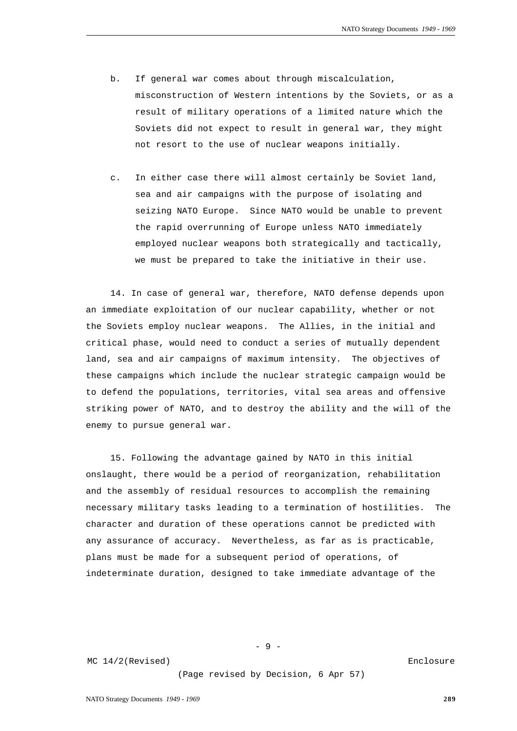b. If general war comes about through miscalculation, misconstruction of Western intentions by the Soviets, or as a result of military operations of a limited nature which the Soviets did not expect to result in general war, they might not resort to the use of nuclear weapons initially.

c. In either case there will almost certainly be Soviet land, sea and air campaigns with the purpose of isolating and seizing NATO Europe. Since NATO would be unable to prevent the rapid overrunning of Europe unless NATO immediately employed nuclear weapons both strategically and tactically, we must be prepared to take the initiative in their use.

14. In case of general war, therefore, NATO defense depends upon an immediate exploitation of our nuclear capability, whether or not the Soviets employ nuclear weapons. The Allies, in the initial and critical phase, would need to conduct a series of mutually dependent land, sea and air campaigns of maximum intensity. The objectives of these campaigns which include the nuclear strategic campaign would be to defend the populations, territories, vital sea areas and offensive striking power of NATO, and to destroy the ability and the will of the enemy to pursue general war.

15. Following the advantage gained by NATO in this initial onslaught, there would be a period of reorganization, rehabilitation and the assembly of residual resources to accomplish the remaining necessary military tasks leading to a termination of hostilities. The character and duration of these operations cannot be predicted with any assurance of accuracy. Nevertheless, as far as is practicable, plans must be made for a subsequent period of operations, of indeterminate duration, designed to take immediate advantage of the

MC 14/2(Revised) Enclosure

(Page revised by Decision, 6 Apr 57)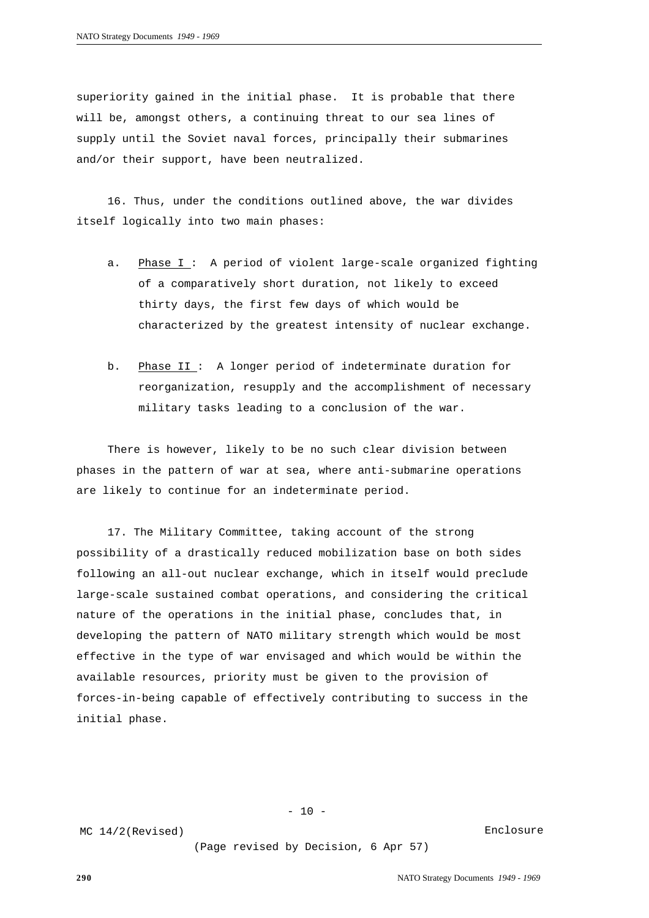superiority gained in the initial phase. It is probable that there will be, amongst others, a continuing threat to our sea lines of supply until the Soviet naval forces, principally their submarines and/or their support, have been neutralized.

16. Thus, under the conditions outlined above, the war divides itself logically into two main phases:

a. Phase I : A period of violent large-scale organized fighting of a comparatively short duration, not likely to exceed thirty days, the first few days of which would be characterized by the greatest intensity of nuclear exchange.

b. Phase II : A longer period of indeterminate duration for reorganization, resupply and the accomplishment of necessary military tasks leading to a conclusion of the war.

There is however, likely to be no such clear division between phases in the pattern of war at sea, where anti-submarine operations are likely to continue for an indeterminate period.

17. The Military Committee, taking account of the strong possibility of a drastically reduced mobilization base on both sides following an all-out nuclear exchange, which in itself would preclude large-scale sustained combat operations, and considering the critical nature of the operations in the initial phase, concludes that, in developing the pattern of NATO military strength which would be most effective in the type of war envisaged and which would be within the available resources, priority must be given to the provision of forces-in-being capable of effectively contributing to success in the initial phase.

MC 14/2(Revised) Enclosure

(Page revised by Decision, 6 Apr 57)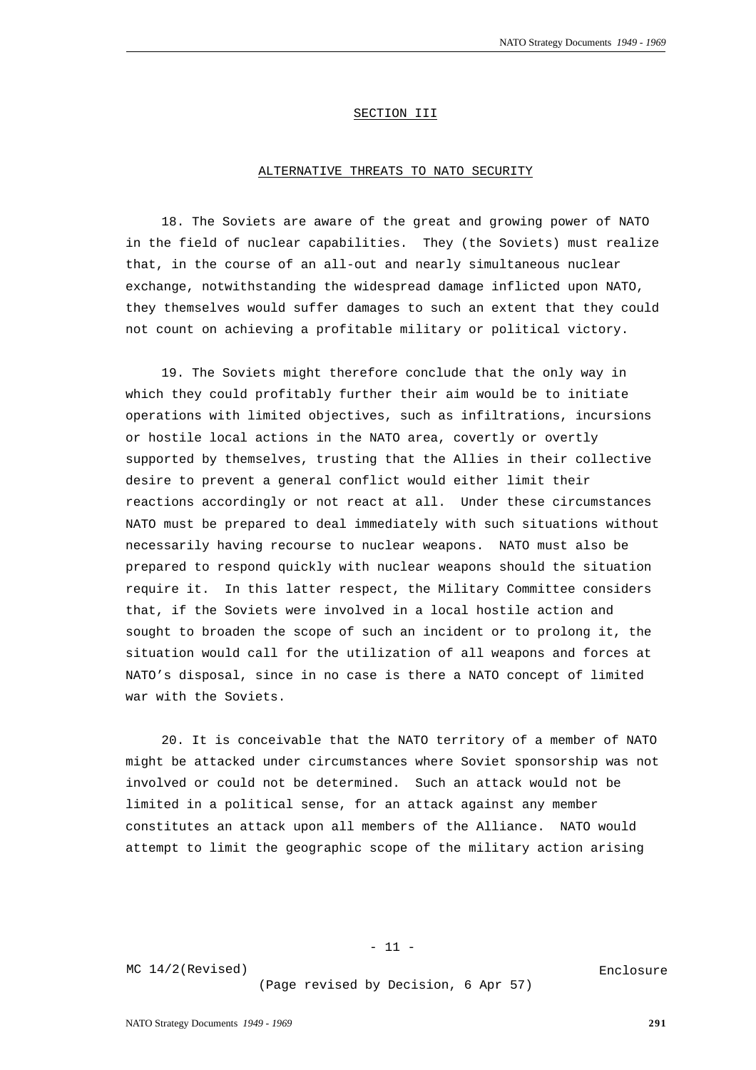## SECTION III

## ALTERNATIVE THREATS TO NATO SECURITY

18. The Soviets are aware of the great and growing power of NATO in the field of nuclear capabilities. They (the Soviets) must realize that, in the course of an all-out and nearly simultaneous nuclear exchange, notwithstanding the widespread damage inflicted upon NATO, they themselves would suffer damages to such an extent that they could not count on achieving a profitable military or political victory.

19. The Soviets might therefore conclude that the only way in which they could profitably further their aim would be to initiate operations with limited objectives, such as infiltrations, incursions or hostile local actions in the NATO area, covertly or overtly supported by themselves, trusting that the Allies in their collective desire to prevent a general conflict would either limit their reactions accordingly or not react at all. Under these circumstances NATO must be prepared to deal immediately with such situations without necessarily having recourse to nuclear weapons. NATO must also be prepared to respond quickly with nuclear weapons should the situation require it. In this latter respect, the Military Committee considers that, if the Soviets were involved in a local hostile action and sought to broaden the scope of such an incident or to prolong it, the situation would call for the utilization of all weapons and forces at NATO's disposal, since in no case is there a NATO concept of limited war with the Soviets.

20. It is conceivable that the NATO territory of a member of NATO might be attacked under circumstances where Soviet sponsorship was not involved or could not be determined. Such an attack would not be limited in a political sense, for an attack against any member constitutes an attack upon all members of the Alliance. NATO would attempt to limit the geographic scope of the military action arising

MC 14/2(Revised) Enclosure

(Page revised by Decision, 6 Apr 57)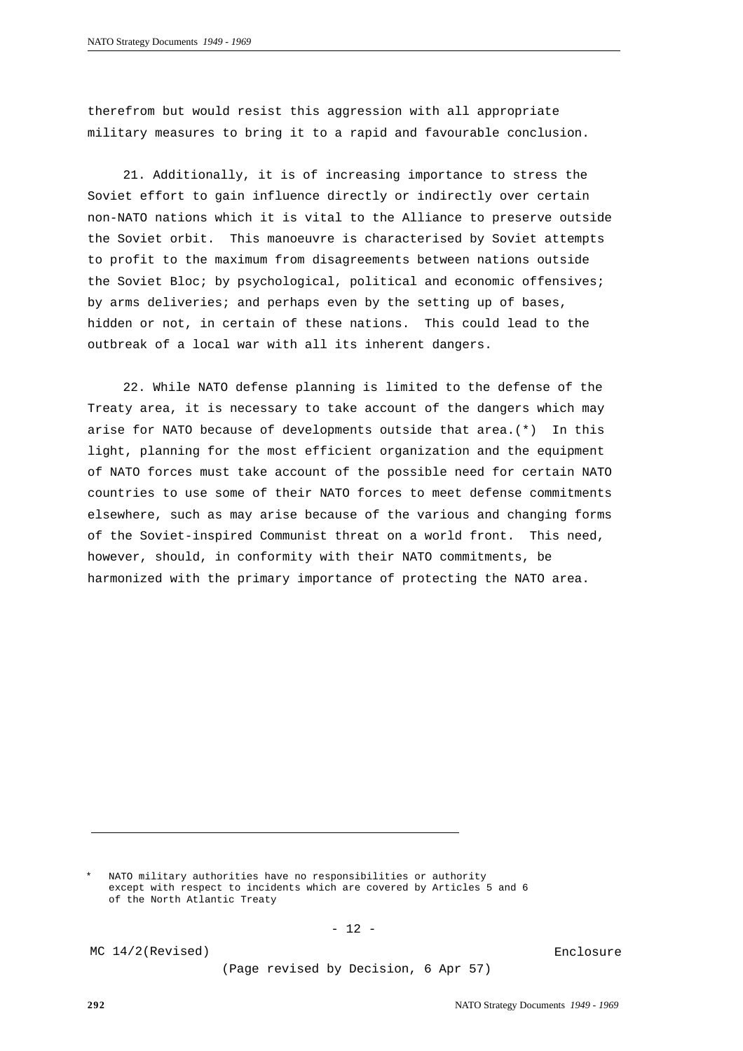therefrom but would resist this aggression with all appropriate military measures to bring it to a rapid and favourable conclusion.

21. Additionally, it is of increasing importance to stress the Soviet effort to gain influence directly or indirectly over certain non-NATO nations which it is vital to the Alliance to preserve outside the Soviet orbit. This manoeuvre is characterised by Soviet attempts to profit to the maximum from disagreements between nations outside the Soviet Bloc; by psychological, political and economic offensives; by arms deliveries; and perhaps even by the setting up of bases, hidden or not, in certain of these nations. This could lead to the outbreak of a local war with all its inherent dangers.

22. While NATO defense planning is limited to the defense of the Treaty area, it is necessary to take account of the dangers which may arise for NATO because of developments outside that area.(*) In this light, planning for the most efficient organization and the equipment of NATO forces must take account of the possible need for certain NATO countries to use some of their NATO forces to meet defense commitments elsewhere, such as may arise because of the various and changing forms of the Soviet-inspired Communist threat on a world front. This need, however, should, in conformity with their NATO commitments, be harmonized with the primary importance of protecting the NATO area.

---

\* NATO military authorities have no responsibilities or authority except with respect to incidents which are covered by Articles 5 and 6 of the North Atlantic Treaty

MC 14/2(Revised) Enclosure

(Page revised by Decision, 6 Apr 57)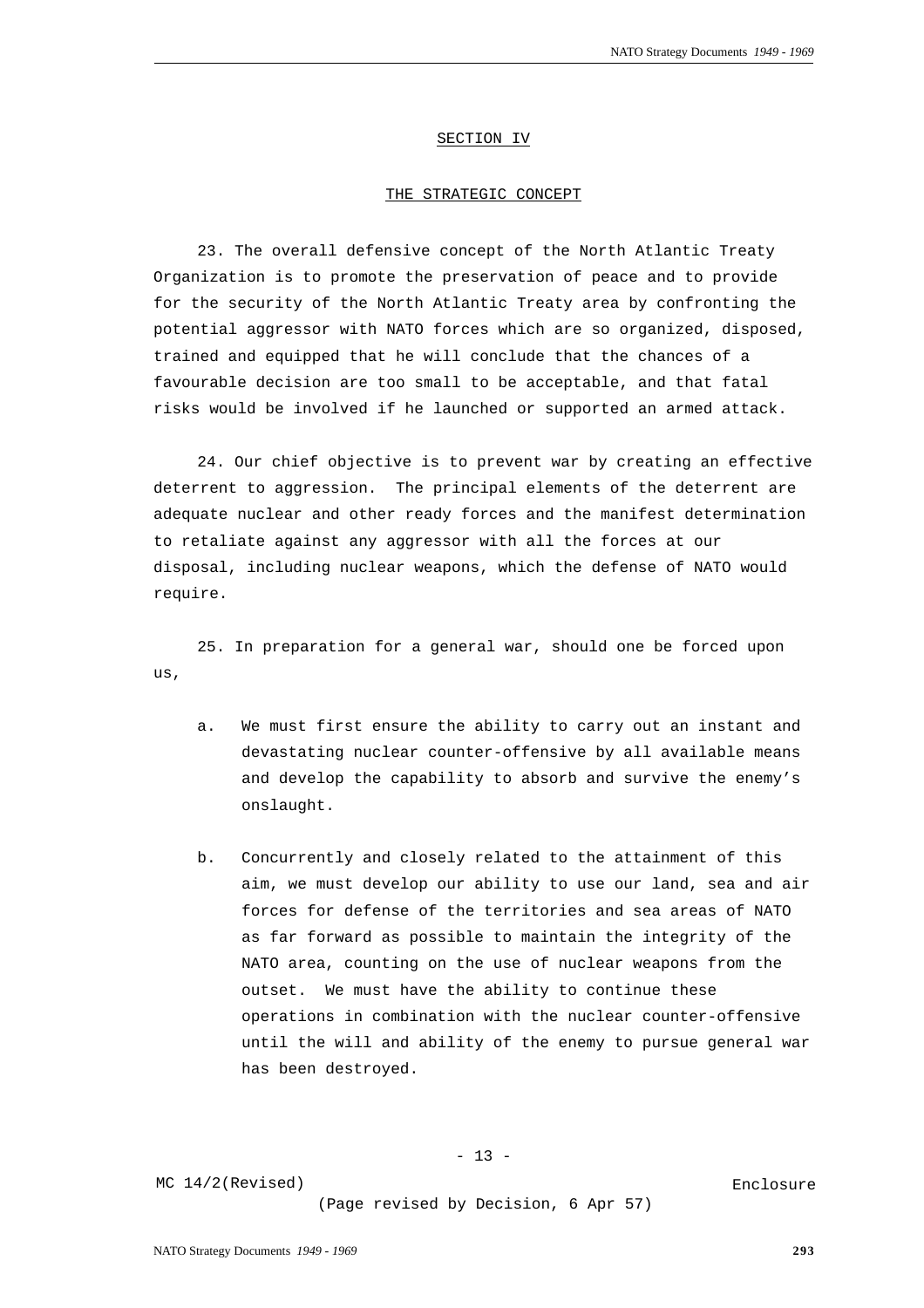## SECTION IV

## THE STRATEGIC CONCEPT

23. The overall defensive concept of the North Atlantic Treaty Organization is to promote the preservation of peace and to provide for the security of the North Atlantic Treaty area by confronting the potential aggressor with NATO forces which are so organized, disposed, trained and equipped that he will conclude that the chances of a favourable decision are too small to be acceptable, and that fatal risks would be involved if he launched or supported an armed attack.

24. Our chief objective is to prevent war by creating an effective deterrent to aggression. The principal elements of the deterrent are adequate nuclear and other ready forces and the manifest determination to retaliate against any aggressor with all the forces at our disposal, including nuclear weapons, which the defense of NATO would require.

25. In preparation for a general war, should one be forced upon us,

a. We must first ensure the ability to carry out an instant and devastating nuclear counter-offensive by all available means and develop the capability to absorb and survive the enemy's onslaught.

b. Concurrently and closely related to the attainment of this aim, we must develop our ability to use our land, sea and air forces for defense of the territories and sea areas of NATO as far forward as possible to maintain the integrity of the NATO area, counting on the use of nuclear weapons from the outset. We must have the ability to continue these operations in combination with the nuclear counter-offensive until the will and ability of the enemy to pursue general war has been destroyed.

MC 14/2(Revised) Enclosure

(Page revised by Decision, 6 Apr 57)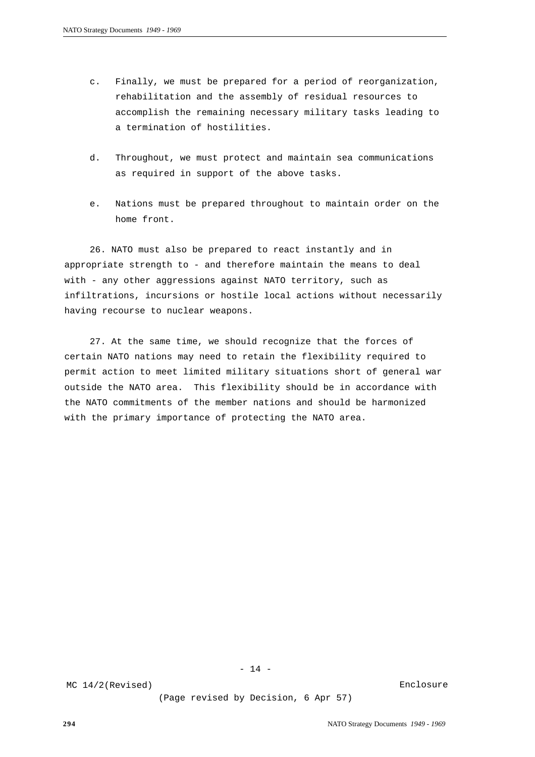c. Finally, we must be prepared for a period of reorganization, rehabilitation and the assembly of residual resources to accomplish the remaining necessary military tasks leading to a termination of hostilities.

d. Throughout, we must protect and maintain sea communications as required in support of the above tasks.

e. Nations must be prepared throughout to maintain order on the home front.

26. NATO must also be prepared to react instantly and in appropriate strength to - and therefore maintain the means to deal with - any other aggressions against NATO territory, such as infiltrations, incursions or hostile local actions without necessarily having recourse to nuclear weapons.

27. At the same time, we should recognize that the forces of certain NATO nations may need to retain the flexibility required to permit action to meet limited military situations short of general war outside the NATO area. This flexibility should be in accordance with the NATO commitments of the member nations and should be harmonized with the primary importance of protecting the NATO area.

MC 14/2(Revised) Enclosure

(Page revised by Decision, 6 Apr 57)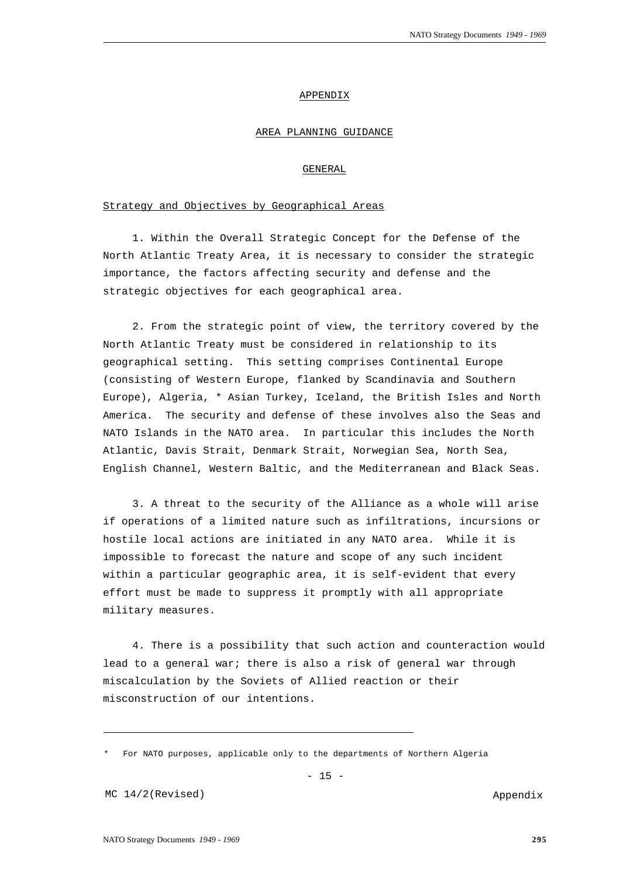APPENDIX

AREA PLANNING GUIDANCE

GENERAL

Strategy and Objectives by Geographical Areas

1. Within the Overall Strategic Concept for the Defense of the North Atlantic Treaty Area, it is necessary to consider the strategic importance, the factors affecting security and defense and the strategic objectives for each geographical area.

2. From the strategic point of view, the territory covered by the North Atlantic Treaty must be considered in relationship to its geographical setting. This setting comprises Continental Europe (consisting of Western Europe, flanked by Scandinavia and Southern Europe), Algeria, * Asian Turkey, Iceland, the British Isles and North America. The security and defense of these involves also the Seas and NATO Islands in the NATO area. In particular this includes the North Atlantic, Davis Strait, Denmark Strait, Norwegian Sea, North Sea, English Channel, Western Baltic, and the Mediterranean and Black Seas.

3. A threat to the security of the Alliance as a whole will arise if operations of a limited nature such as infiltrations, incursions or hostile local actions are initiated in any NATO area. While it is impossible to forecast the nature and scope of any such incident within a particular geographic area, it is self-evident that every effort must be made to suppress it promptly with all appropriate military measures.

4. There is a possibility that such action and counteraction would lead to a general war; there is also a risk of general war through miscalculation by the Soviets of Allied reaction or their misconstruction of our intentions.

---

\* For NATO purposes, applicable only to the departments of Northern Algeria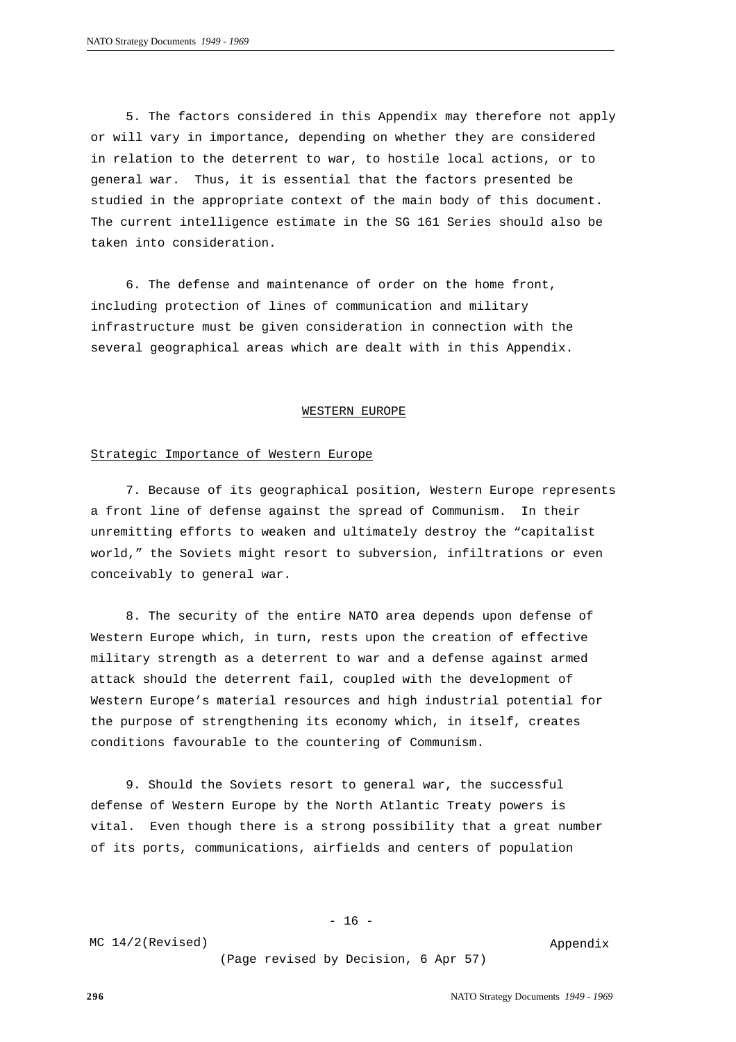5. The factors considered in this Appendix may therefore not apply or will vary in importance, depending on whether they are considered in relation to the deterrent to war, to hostile local actions, or to general war. Thus, it is essential that the factors presented be studied in the appropriate context of the main body of this document. The current intelligence estimate in the SG 161 Series should also be taken into consideration.

6. The defense and maintenance of order on the home front, including protection of lines of communication and military infrastructure must be given consideration in connection with the several geographical areas which are dealt with in this Appendix.

## WESTERN EUROPE

### Strategic Importance of Western Europe

7. Because of its geographical position, Western Europe represents a front line of defense against the spread of Communism. In their unremitting efforts to weaken and ultimately destroy the "capitalist world," the Soviets might resort to subversion, infiltrations or even conceivably to general war.

8. The security of the entire NATO area depends upon defense of Western Europe which, in turn, rests upon the creation of effective military strength as a deterrent to war and a defense against armed attack should the deterrent fail, coupled with the development of Western Europe's material resources and high industrial potential for the purpose of strengthening its economy which, in itself, creates conditions favourable to the countering of Communism.

9. Should the Soviets resort to general war, the successful defense of Western Europe by the North Atlantic Treaty powers is vital. Even though there is a strong possibility that a great number of its ports, communications, airfields and centers of population

MC 14/2(Revised) Appendix

(Page revised by Decision, 6 Apr 57)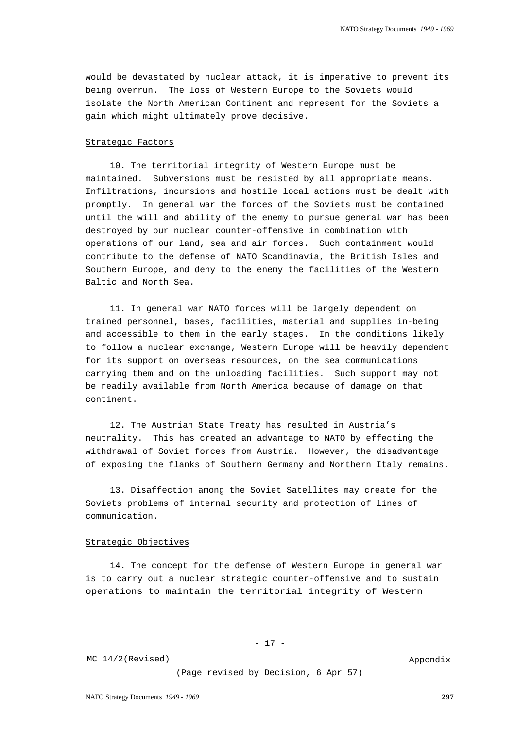would be devastated by nuclear attack, it is imperative to prevent its being overrun. The loss of Western Europe to the Soviets would isolate the North American Continent and represent for the Soviets a gain which might ultimately prove decisive.

Strategic Factors

10. The territorial integrity of Western Europe must be maintained. Subversions must be resisted by all appropriate means. Infiltrations, incursions and hostile local actions must be dealt with promptly. In general war the forces of the Soviets must be contained until the will and ability of the enemy to pursue general war has been destroyed by our nuclear counter-offensive in combination with operations of our land, sea and air forces. Such containment would contribute to the defense of NATO Scandinavia, the British Isles and Southern Europe, and deny to the enemy the facilities of the Western Baltic and North Sea.

11. In general war NATO forces will be largely dependent on trained personnel, bases, facilities, material and supplies in-being and accessible to them in the early stages. In the conditions likely to follow a nuclear exchange, Western Europe will be heavily dependent for its support on overseas resources, on the sea communications carrying them and on the unloading facilities. Such support may not be readily available from North America because of damage on that continent.

12. The Austrian State Treaty has resulted in Austria's neutrality. This has created an advantage to NATO by effecting the withdrawal of Soviet forces from Austria. However, the disadvantage of exposing the flanks of Southern Germany and Northern Italy remains.

13. Disaffection among the Soviet Satellites may create for the Soviets problems of internal security and protection of lines of communication.

Strategic Objectives

14. The concept for the defense of Western Europe in general war is to carry out a nuclear strategic counter-offensive and to sustain operations to maintain the territorial integrity of Western

MC 14/2(Revised) Appendix

(Page revised by Decision, 6 Apr 57)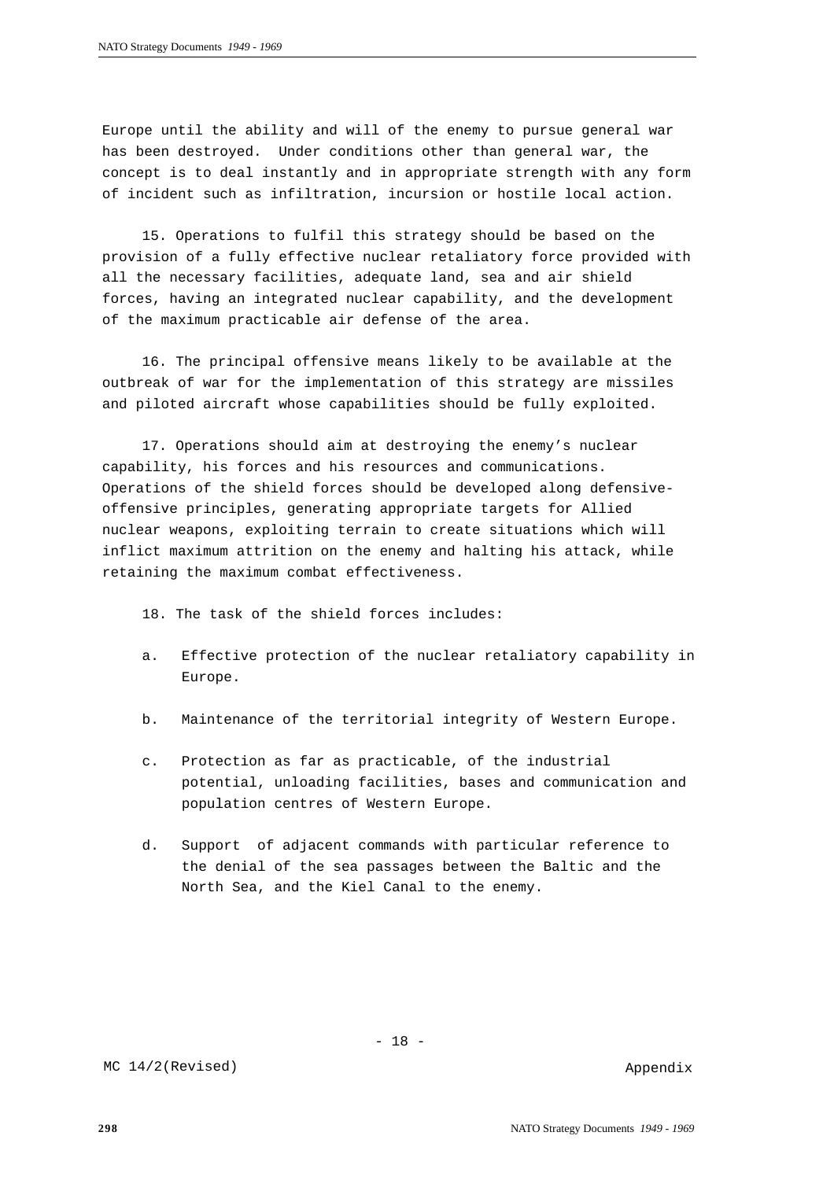Europe until the ability and will of the enemy to pursue general war has been destroyed. Under conditions other than general war, the concept is to deal instantly and in appropriate strength with any form of incident such as infiltration, incursion or hostile local action.

15. Operations to fulfil this strategy should be based on the provision of a fully effective nuclear retaliatory force provided with all the necessary facilities, adequate land, sea and air shield forces, having an integrated nuclear capability, and the development of the maximum practicable air defense of the area.

16. The principal offensive means likely to be available at the outbreak of war for the implementation of this strategy are missiles and piloted aircraft whose capabilities should be fully exploited.

17. Operations should aim at destroying the enemy's nuclear capability, his forces and his resources and communications. Operations of the shield forces should be developed along defensive-offensive principles, generating appropriate targets for Allied nuclear weapons, exploiting terrain to create situations which will inflict maximum attrition on the enemy and halting his attack, while retaining the maximum combat effectiveness.

18. The task of the shield forces includes:

a. Effective protection of the nuclear retaliatory capability in Europe.

b. Maintenance of the territorial integrity of Western Europe.

c. Protection as far as practicable, of the industrial potential, unloading facilities, bases and communication and population centres of Western Europe.

d. Support of adjacent commands with particular reference to the denial of the sea passages between the Baltic and the North Sea, and the Kiel Canal to the enemy.

MC 14/2(Revised) Appendix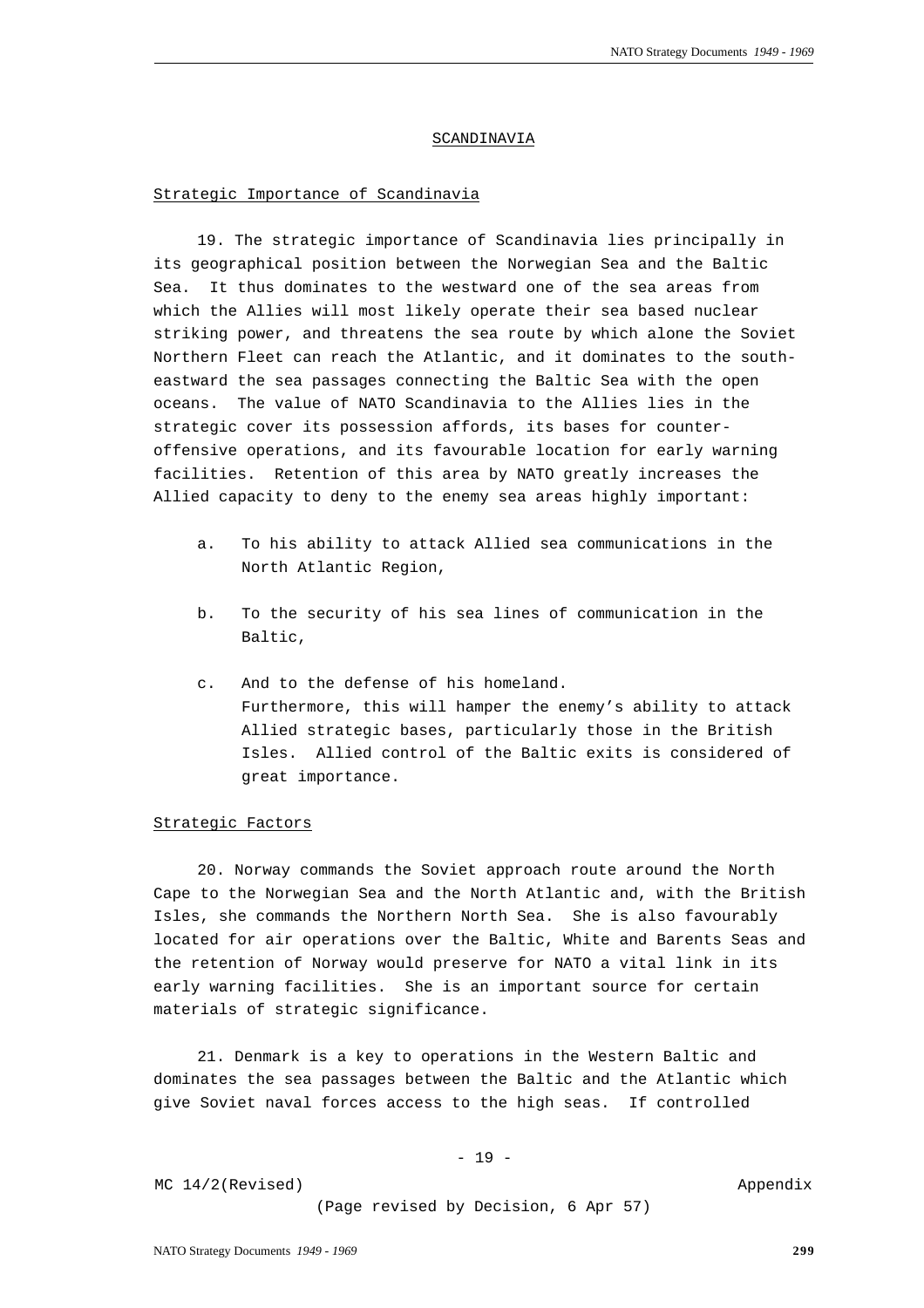## SCANDINAVIA

### Strategic Importance of Scandinavia

19. The strategic importance of Scandinavia lies principally in its geographical position between the Norwegian Sea and the Baltic Sea. It thus dominates to the westward one of the sea areas from which the Allies will most likely operate their sea based nuclear striking power, and threatens the sea route by which alone the Soviet Northern Fleet can reach the Atlantic, and it dominates to the south-eastward the sea passages connecting the Baltic Sea with the open oceans. The value of NATO Scandinavia to the Allies lies in the strategic cover its possession affords, its bases for counter-offensive operations, and its favourable location for early warning facilities. Retention of this area by NATO greatly increases the Allied capacity to deny to the enemy sea areas highly important:

a. To his ability to attack Allied sea communications in the North Atlantic Region,

b. To the security of his sea lines of communication in the Baltic,

c. And to the defense of his homeland.
Furthermore, this will hamper the enemy's ability to attack Allied strategic bases, particularly those in the British Isles. Allied control of the Baltic exits is considered of great importance.

### Strategic Factors

20. Norway commands the Soviet approach route around the North Cape to the Norwegian Sea and the North Atlantic and, with the British Isles, she commands the Northern North Sea. She is also favourably located for air operations over the Baltic, White and Barents Seas and the retention of Norway would preserve for NATO a vital link in its early warning facilities. She is an important source for certain materials of strategic significance.

21. Denmark is a key to operations in the Western Baltic and dominates the sea passages between the Baltic and the Atlantic which give Soviet naval forces access to the high seas. If controlled

MC 14/2(Revised) Appendix

(Page revised by Decision, 6 Apr 57)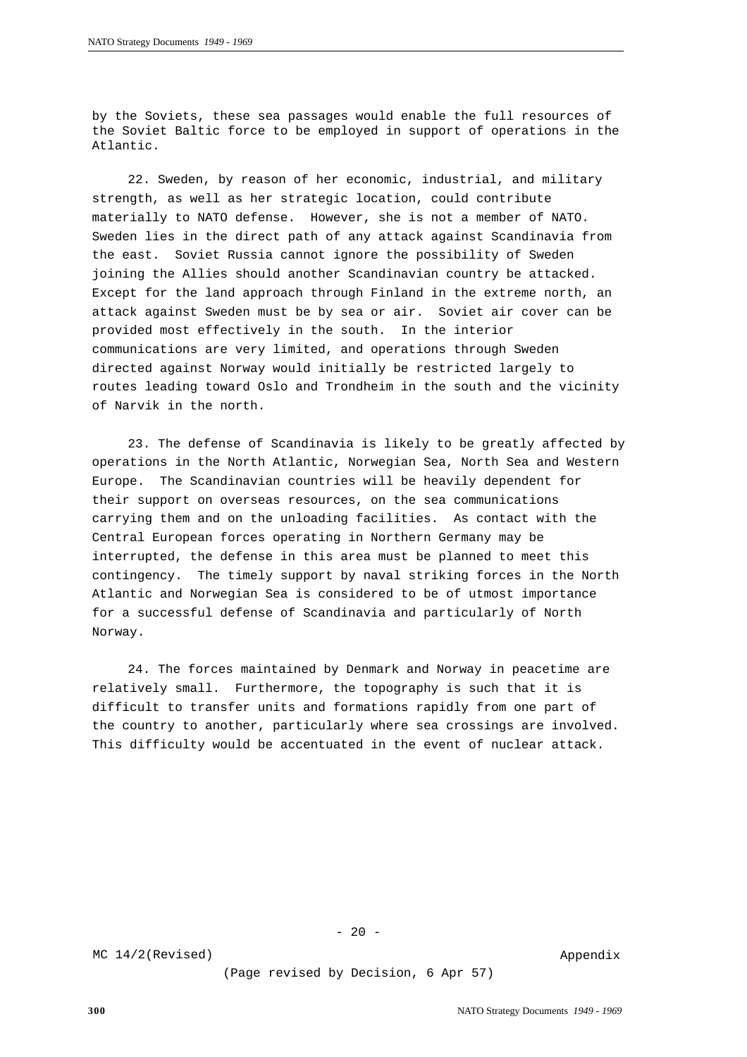by the Soviets, these sea passages would enable the full resources of the Soviet Baltic force to be employed in support of operations in the Atlantic.

22. Sweden, by reason of her economic, industrial, and military strength, as well as her strategic location, could contribute materially to NATO defense. However, she is not a member of NATO. Sweden lies in the direct path of any attack against Scandinavia from the east. Soviet Russia cannot ignore the possibility of Sweden joining the Allies should another Scandinavian country be attacked. Except for the land approach through Finland in the extreme north, an attack against Sweden must be by sea or air. Soviet air cover can be provided most effectively in the south. In the interior communications are very limited, and operations through Sweden directed against Norway would initially be restricted largely to routes leading toward Oslo and Trondheim in the south and the vicinity of Narvik in the north.

23. The defense of Scandinavia is likely to be greatly affected by operations in the North Atlantic, Norwegian Sea, North Sea and Western Europe. The Scandinavian countries will be heavily dependent for their support on overseas resources, on the sea communications carrying them and on the unloading facilities. As contact with the Central European forces operating in Northern Germany may be interrupted, the defense in this area must be planned to meet this contingency. The timely support by naval striking forces in the North Atlantic and Norwegian Sea is considered to be of utmost importance for a successful defense of Scandinavia and particularly of North Norway.

24. The forces maintained by Denmark and Norway in peacetime are relatively small. Furthermore, the topography is such that it is difficult to transfer units and formations rapidly from one part of the country to another, particularly where sea crossings are involved. This difficulty would be accentuated in the event of nuclear attack.

MC 14/2(Revised) Appendix

(Page revised by Decision, 6 Apr 57)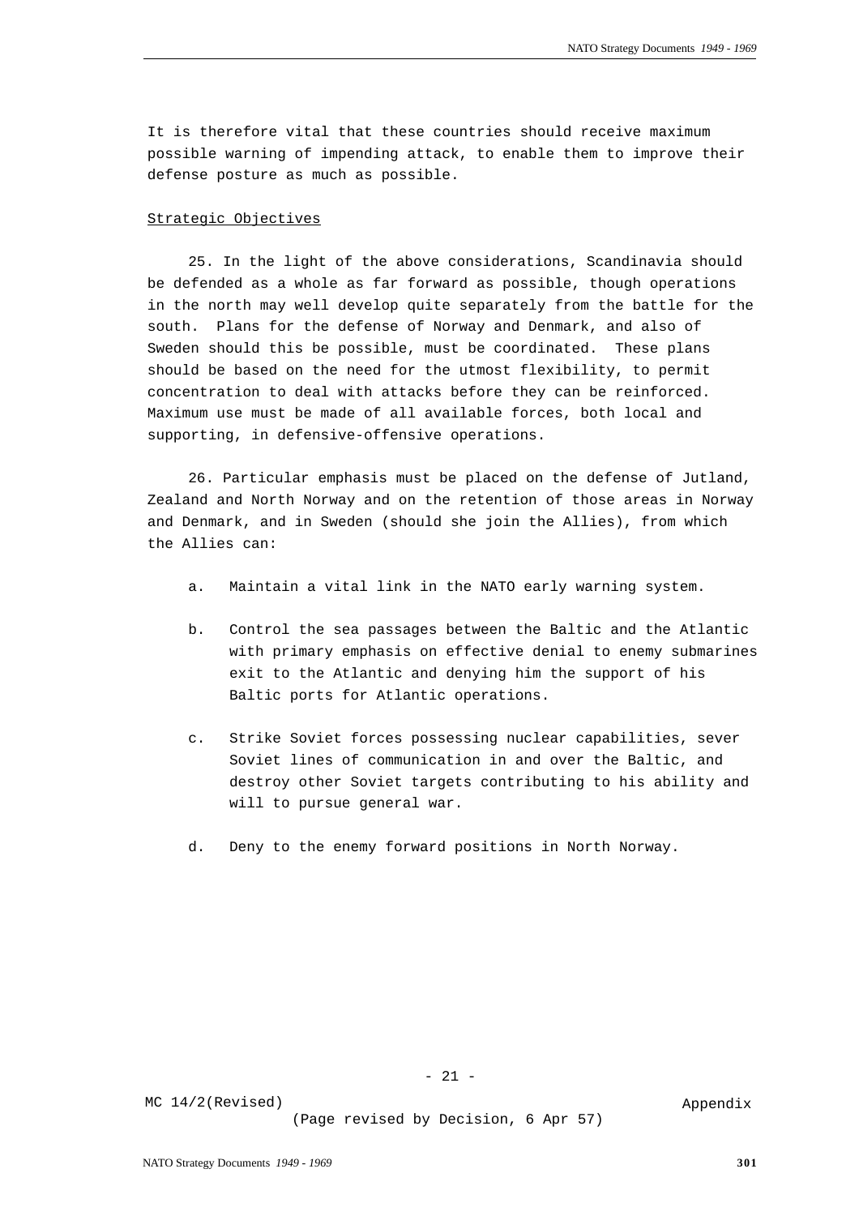It is therefore vital that these countries should receive maximum possible warning of impending attack, to enable them to improve their defense posture as much as possible.

Strategic Objectives

25. In the light of the above considerations, Scandinavia should be defended as a whole as far forward as possible, though operations in the north may well develop quite separately from the battle for the south. Plans for the defense of Norway and Denmark, and also of Sweden should this be possible, must be coordinated. These plans should be based on the need for the utmost flexibility, to permit concentration to deal with attacks before they can be reinforced. Maximum use must be made of all available forces, both local and supporting, in defensive-offensive operations.

26. Particular emphasis must be placed on the defense of Jutland, Zealand and North Norway and on the retention of those areas in Norway and Denmark, and in Sweden (should she join the Allies), from which the Allies can:

a. Maintain a vital link in the NATO early warning system.

b. Control the sea passages between the Baltic and the Atlantic with primary emphasis on effective denial to enemy submarines exit to the Atlantic and denying him the support of his Baltic ports for Atlantic operations.

c. Strike Soviet forces possessing nuclear capabilities, sever Soviet lines of communication in and over the Baltic, and destroy other Soviet targets contributing to his ability and will to pursue general war.

d. Deny to the enemy forward positions in North Norway.

MC 14/2(Revised) Appendix

(Page revised by Decision, 6 Apr 57)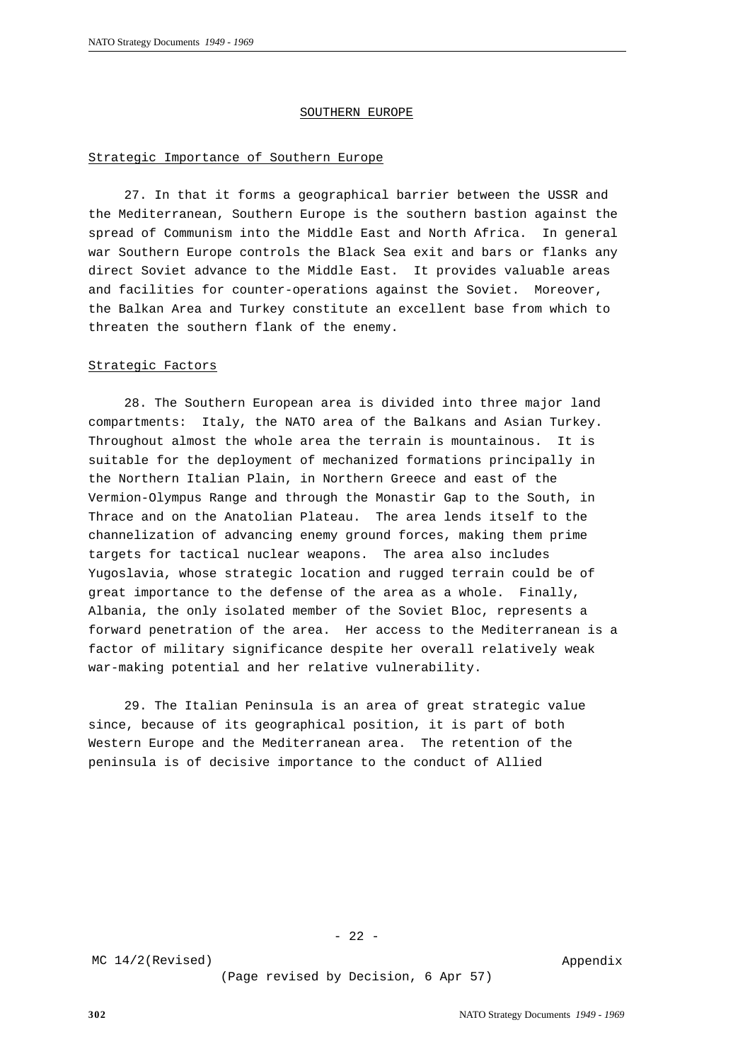## SOUTHERN EUROPE

### Strategic Importance of Southern Europe

27. In that it forms a geographical barrier between the USSR and the Mediterranean, Southern Europe is the southern bastion against the spread of Communism into the Middle East and North Africa. In general war Southern Europe controls the Black Sea exit and bars or flanks any direct Soviet advance to the Middle East. It provides valuable areas and facilities for counter-operations against the Soviet. Moreover, the Balkan Area and Turkey constitute an excellent base from which to threaten the southern flank of the enemy.

### Strategic Factors

28. The Southern European area is divided into three major land compartments: Italy, the NATO area of the Balkans and Asian Turkey. Throughout almost the whole area the terrain is mountainous. It is suitable for the deployment of mechanized formations principally in the Northern Italian Plain, in Northern Greece and east of the Vermion-Olympus Range and through the Monastir Gap to the South, in Thrace and on the Anatolian Plateau. The area lends itself to the channelization of advancing enemy ground forces, making them prime targets for tactical nuclear weapons. The area also includes Yugoslavia, whose strategic location and rugged terrain could be of great importance to the defense of the area as a whole. Finally, Albania, the only isolated member of the Soviet Bloc, represents a forward penetration of the area. Her access to the Mediterranean is a factor of military significance despite her overall relatively weak war-making potential and her relative vulnerability.

29. The Italian Peninsula is an area of great strategic value since, because of its geographical position, it is part of both Western Europe and the Mediterranean area. The retention of the peninsula is of decisive importance to the conduct of Allied

MC 14/2(Revised) Appendix

(Page revised by Decision, 6 Apr 57)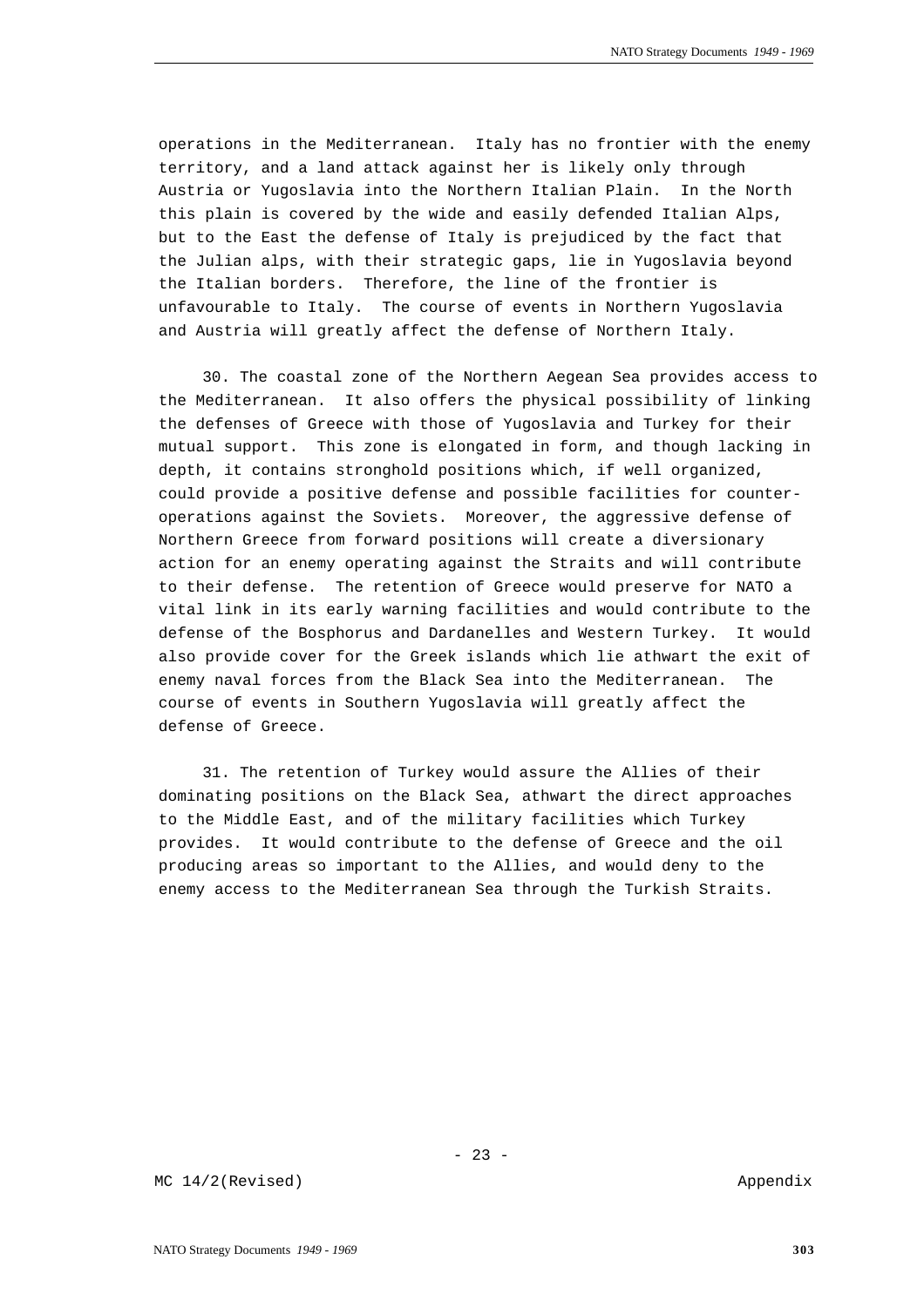operations in the Mediterranean. Italy has no frontier with the enemy territory, and a land attack against her is likely only through Austria or Yugoslavia into the Northern Italian Plain. In the North this plain is covered by the wide and easily defended Italian Alps, but to the East the defense of Italy is prejudiced by the fact that the Julian alps, with their strategic gaps, lie in Yugoslavia beyond the Italian borders. Therefore, the line of the frontier is unfavourable to Italy. The course of events in Northern Yugoslavia and Austria will greatly affect the defense of Northern Italy.

30. The coastal zone of the Northern Aegean Sea provides access to the Mediterranean. It also offers the physical possibility of linking the defenses of Greece with those of Yugoslavia and Turkey for their mutual support. This zone is elongated in form, and though lacking in depth, it contains stronghold positions which, if well organized, could provide a positive defense and possible facilities for counter-operations against the Soviets. Moreover, the aggressive defense of Northern Greece from forward positions will create a diversionary action for an enemy operating against the Straits and will contribute to their defense. The retention of Greece would preserve for NATO a vital link in its early warning facilities and would contribute to the defense of the Bosphorus and Dardanelles and Western Turkey. It would also provide cover for the Greek islands which lie athwart the exit of enemy naval forces from the Black Sea into the Mediterranean. The course of events in Southern Yugoslavia will greatly affect the defense of Greece.

31. The retention of Turkey would assure the Allies of their dominating positions on the Black Sea, athwart the direct approaches to the Middle East, and of the military facilities which Turkey provides. It would contribute to the defense of Greece and the oil producing areas so important to the Allies, and would deny to the enemy access to the Mediterranean Sea through the Turkish Straits.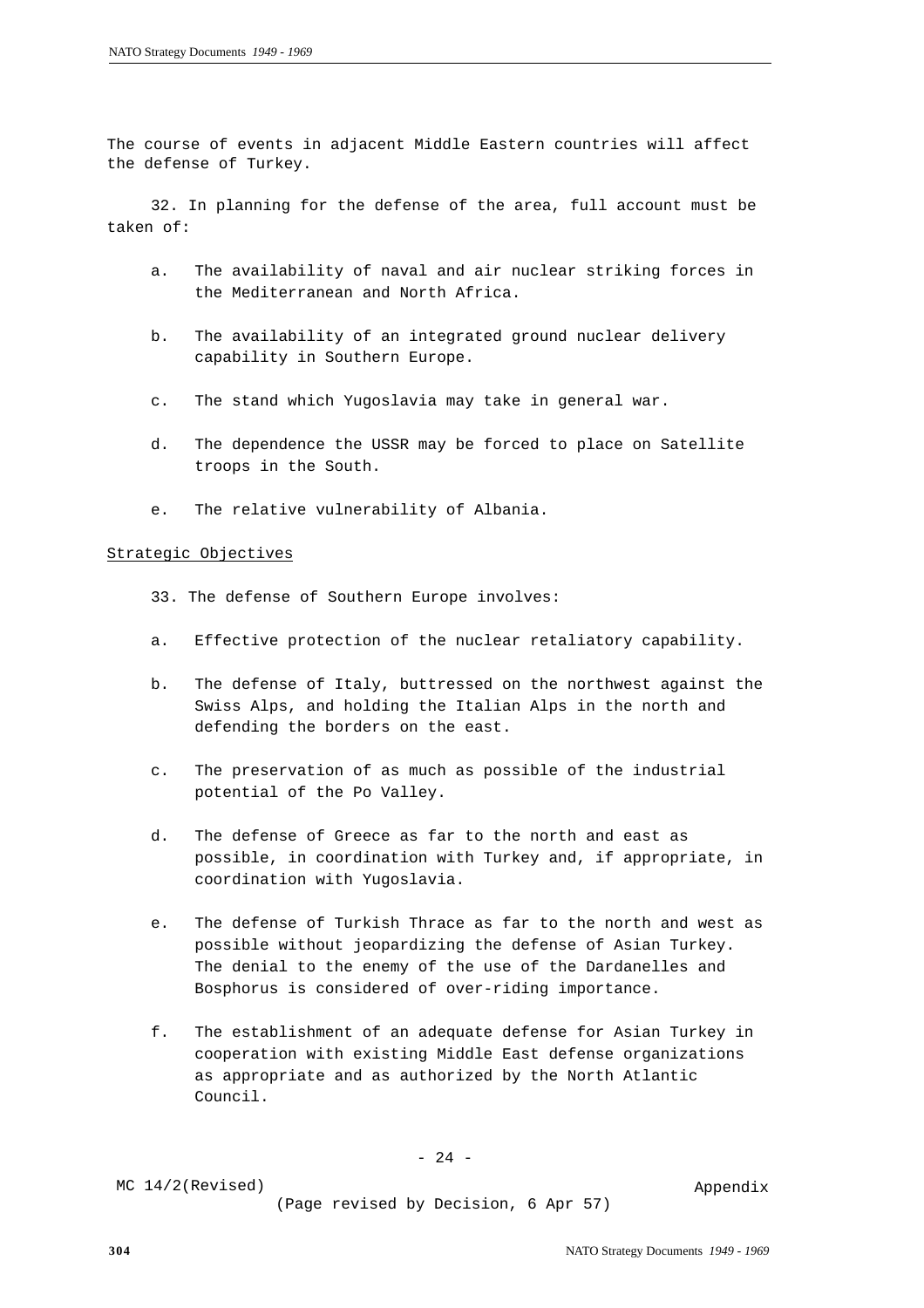The course of events in adjacent Middle Eastern countries will affect the defense of Turkey.

32. In planning for the defense of the area, full account must be taken of:

a. The availability of naval and air nuclear striking forces in the Mediterranean and North Africa.

b. The availability of an integrated ground nuclear delivery capability in Southern Europe.

c. The stand which Yugoslavia may take in general war.

d. The dependence the USSR may be forced to place on Satellite troops in the South.

e. The relative vulnerability of Albania.

Strategic Objectives

33. The defense of Southern Europe involves:

a. Effective protection of the nuclear retaliatory capability.

b. The defense of Italy, buttressed on the northwest against the Swiss Alps, and holding the Italian Alps in the north and defending the borders on the east.

c. The preservation of as much as possible of the industrial potential of the Po Valley.

d. The defense of Greece as far to the north and east as possible, in coordination with Turkey and, if appropriate, in coordination with Yugoslavia.

e. The defense of Turkish Thrace as far to the north and west as possible without jeopardizing the defense of Asian Turkey. The denial to the enemy of the use of the Dardanelles and Bosphorus is considered of over-riding importance.

f. The establishment of an adequate defense for Asian Turkey in cooperation with existing Middle East defense organizations as appropriate and as authorized by the North Atlantic Council.

MC 14/2(Revised) Appendix

(Page revised by Decision, 6 Apr 57)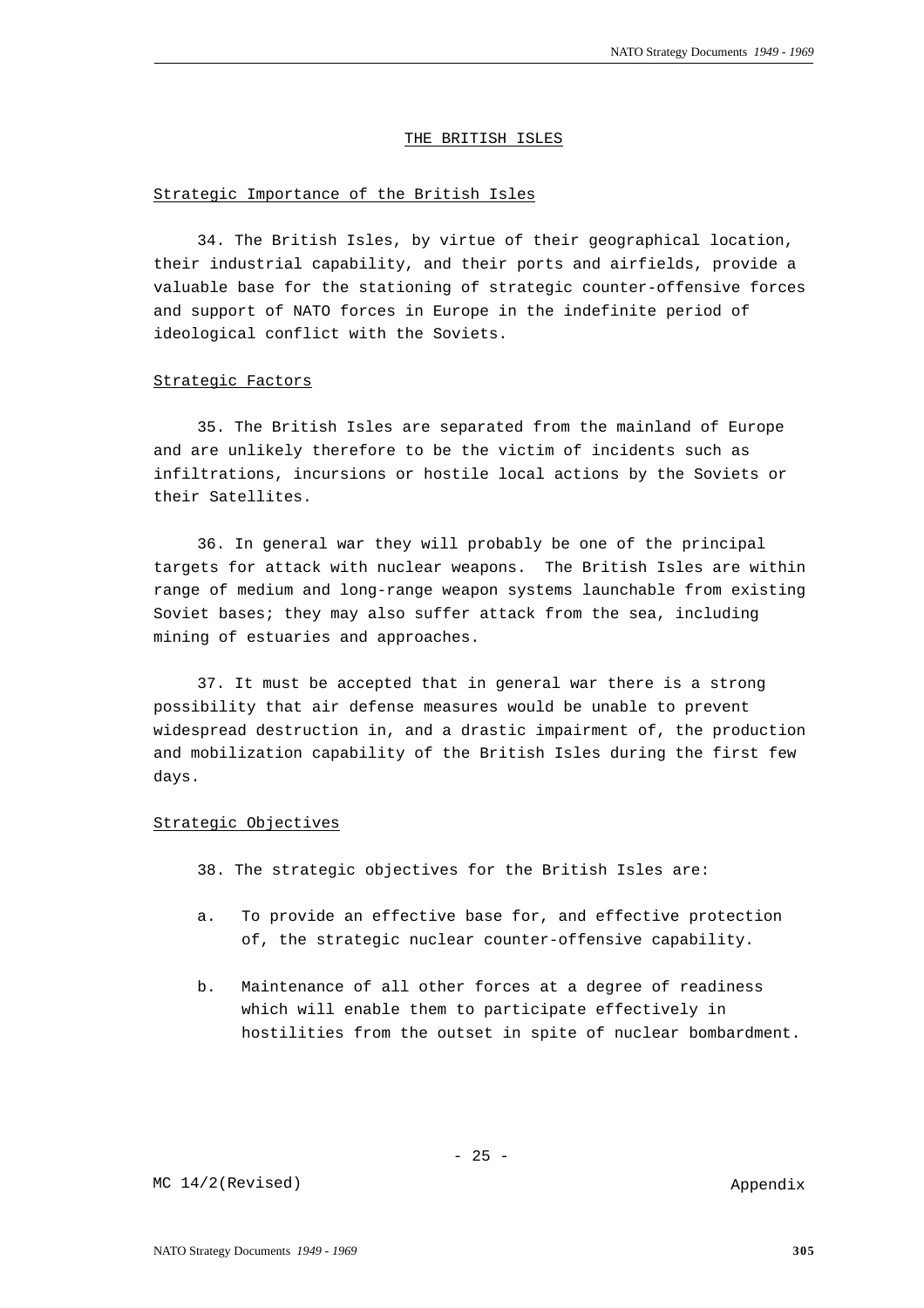## THE BRITISH ISLES

### Strategic Importance of the British Isles

34. The British Isles, by virtue of their geographical location, their industrial capability, and their ports and airfields, provide a valuable base for the stationing of strategic counter-offensive forces and support of NATO forces in Europe in the indefinite period of ideological conflict with the Soviets.

### Strategic Factors

35. The British Isles are separated from the mainland of Europe and are unlikely therefore to be the victim of incidents such as infiltrations, incursions or hostile local actions by the Soviets or their Satellites.

36. In general war they will probably be one of the principal targets for attack with nuclear weapons. The British Isles are within range of medium and long-range weapon systems launchable from existing Soviet bases; they may also suffer attack from the sea, including mining of estuaries and approaches.

37. It must be accepted that in general war there is a strong possibility that air defense measures would be unable to prevent widespread destruction in, and a drastic impairment of, the production and mobilization capability of the British Isles during the first few days.

### Strategic Objectives

38. The strategic objectives for the British Isles are:

a. To provide an effective base for, and effective protection of, the strategic nuclear counter-offensive capability.

b. Maintenance of all other forces at a degree of readiness which will enable them to participate effectively in hostilities from the outset in spite of nuclear bombardment.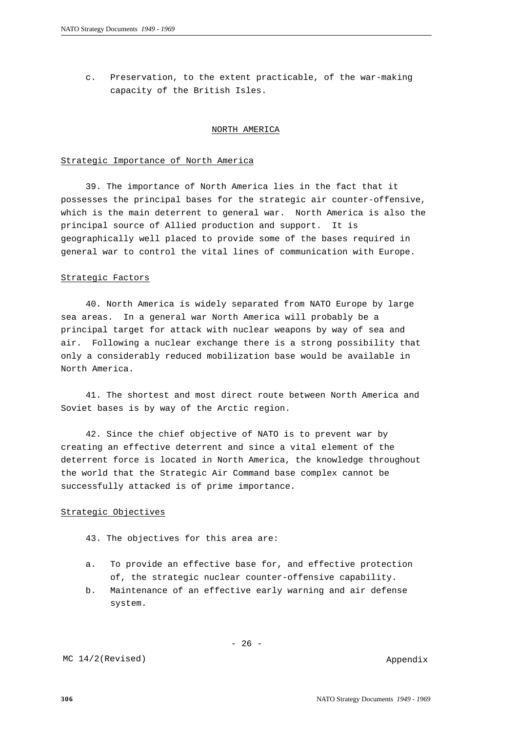c. Preservation, to the extent practicable, of the war-making capacity of the British Isles.

## NORTH AMERICA

### Strategic Importance of North America

39. The importance of North America lies in the fact that it possesses the principal bases for the strategic air counter-offensive, which is the main deterrent to general war. North America is also the principal source of Allied production and support. It is geographically well placed to provide some of the bases required in general war to control the vital lines of communication with Europe.

### Strategic Factors

40. North America is widely separated from NATO Europe by large sea areas. In a general war North America will probably be a principal target for attack with nuclear weapons by way of sea and air. Following a nuclear exchange there is a strong possibility that only a considerably reduced mobilization base would be available in North America.

41. The shortest and most direct route between North America and Soviet bases is by way of the Arctic region.

42. Since the chief objective of NATO is to prevent war by creating an effective deterrent and since a vital element of the deterrent force is located in North America, the knowledge throughout the world that the Strategic Air Command base complex cannot be successfully attacked is of prime importance.

### Strategic Objectives

43. The objectives for this area are:

a. To provide an effective base for, and effective protection of, the strategic nuclear counter-offensive capability.

b. Maintenance of an effective early warning and air defense system.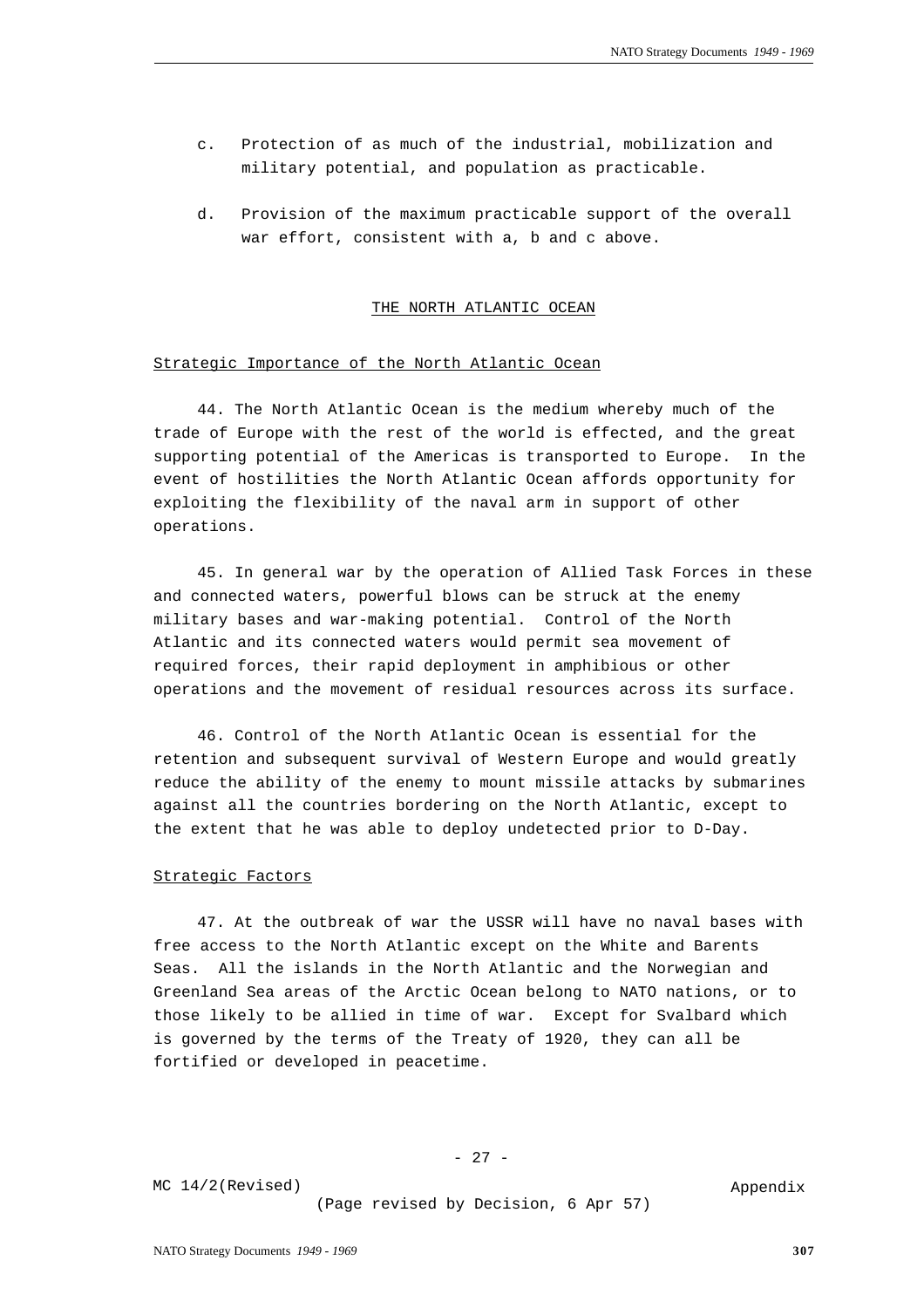c. Protection of as much of the industrial, mobilization and military potential, and population as practicable.

d. Provision of the maximum practicable support of the overall war effort, consistent with a, b and c above.

## THE NORTH ATLANTIC OCEAN

### Strategic Importance of the North Atlantic Ocean

44. The North Atlantic Ocean is the medium whereby much of the trade of Europe with the rest of the world is effected, and the great supporting potential of the Americas is transported to Europe. In the event of hostilities the North Atlantic Ocean affords opportunity for exploiting the flexibility of the naval arm in support of other operations.

45. In general war by the operation of Allied Task Forces in these and connected waters, powerful blows can be struck at the enemy military bases and war-making potential. Control of the North Atlantic and its connected waters would permit sea movement of required forces, their rapid deployment in amphibious or other operations and the movement of residual resources across its surface.

46. Control of the North Atlantic Ocean is essential for the retention and subsequent survival of Western Europe and would greatly reduce the ability of the enemy to mount missile attacks by submarines against all the countries bordering on the North Atlantic, except to the extent that he was able to deploy undetected prior to D-Day.

### Strategic Factors

47. At the outbreak of war the USSR will have no naval bases with free access to the North Atlantic except on the White and Barents Seas. All the islands in the North Atlantic and the Norwegian and Greenland Sea areas of the Arctic Ocean belong to NATO nations, or to those likely to be allied in time of war. Except for Svalbard which is governed by the terms of the Treaty of 1920, they can all be fortified or developed in peacetime.

MC 14/2(Revised) Appendix

(Page revised by Decision, 6 Apr 57)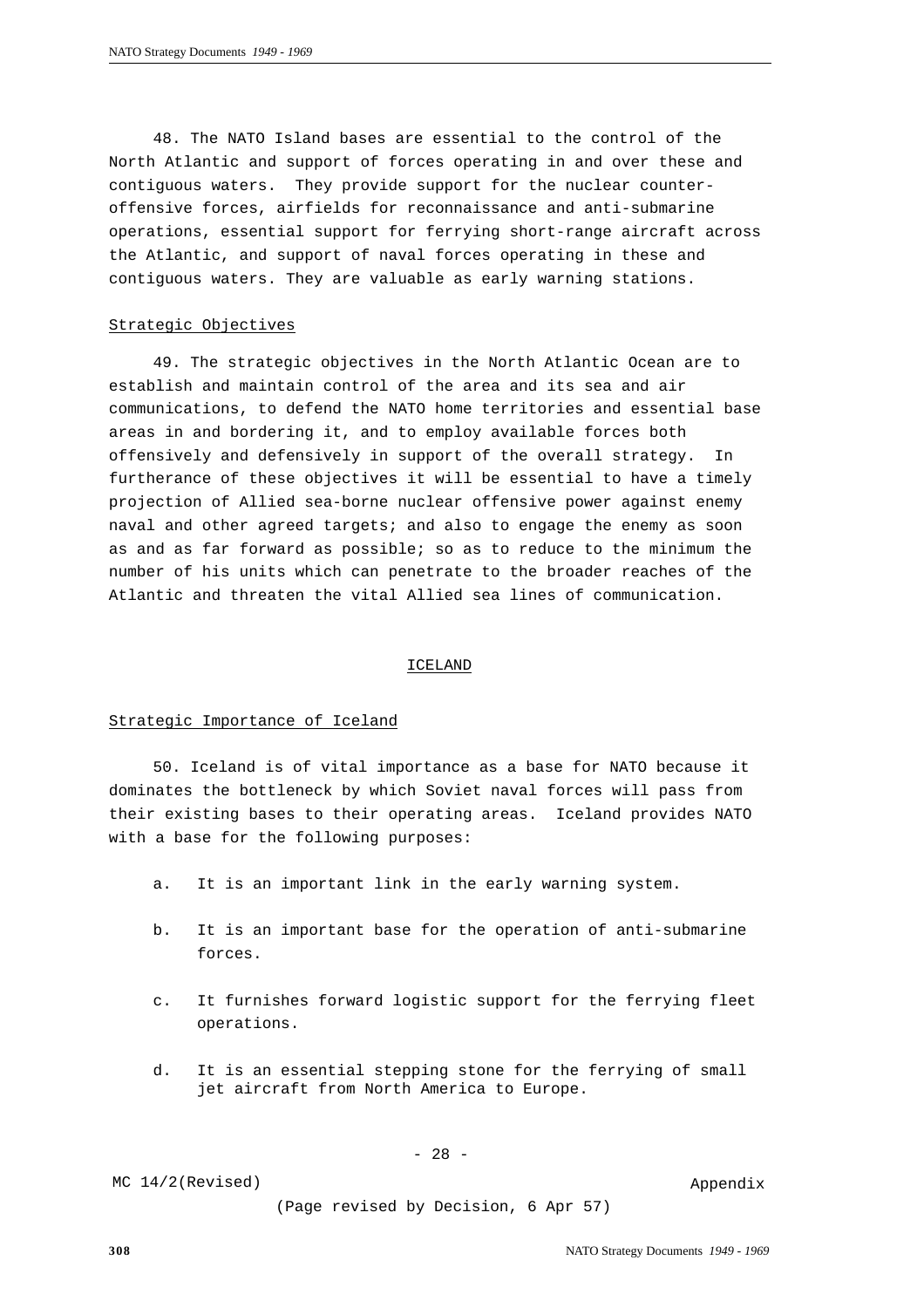48. The NATO Island bases are essential to the control of the North Atlantic and support of forces operating in and over these and contiguous waters. They provide support for the nuclear counter-offensive forces, airfields for reconnaissance and anti-submarine operations, essential support for ferrying short-range aircraft across the Atlantic, and support of naval forces operating in these and contiguous waters. They are valuable as early warning stations.

Strategic Objectives

49. The strategic objectives in the North Atlantic Ocean are to establish and maintain control of the area and its sea and air communications, to defend the NATO home territories and essential base areas in and bordering it, and to employ available forces both offensively and defensively in support of the overall strategy. In furtherance of these objectives it will be essential to have a timely projection of Allied sea-borne nuclear offensive power against enemy naval and other agreed targets; and also to engage the enemy as soon as and as far forward as possible; so as to reduce to the minimum the number of his units which can penetrate to the broader reaches of the Atlantic and threaten the vital Allied sea lines of communication.

## ICELAND

Strategic Importance of Iceland

50. Iceland is of vital importance as a base for NATO because it dominates the bottleneck by which Soviet naval forces will pass from their existing bases to their operating areas. Iceland provides NATO with a base for the following purposes:

a. It is an important link in the early warning system.

b. It is an important base for the operation of anti-submarine forces.

c. It furnishes forward logistic support for the ferrying fleet operations.

d. It is an essential stepping stone for the ferrying of small jet aircraft from North America to Europe.

MC 14/2(Revised) Appendix

(Page revised by Decision, 6 Apr 57)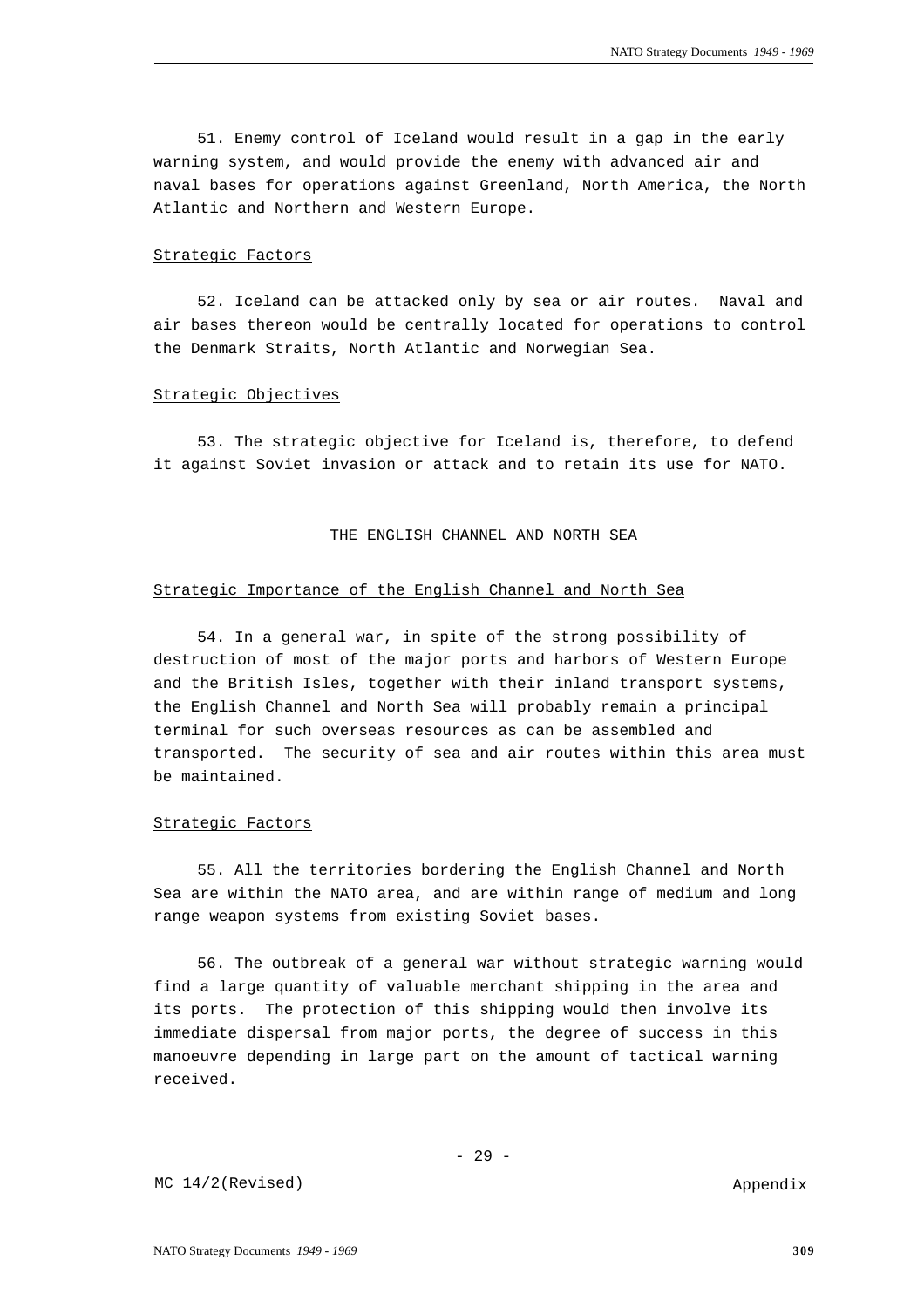51. Enemy control of Iceland would result in a gap in the early warning system, and would provide the enemy with advanced air and naval bases for operations against Greenland, North America, the North Atlantic and Northern and Western Europe.

### Strategic Factors

52. Iceland can be attacked only by sea or air routes. Naval and air bases thereon would be centrally located for operations to control the Denmark Straits, North Atlantic and Norwegian Sea.

### Strategic Objectives

53. The strategic objective for Iceland is, therefore, to defend it against Soviet invasion or attack and to retain its use for NATO.

## THE ENGLISH CHANNEL AND NORTH SEA

### Strategic Importance of the English Channel and North Sea

54. In a general war, in spite of the strong possibility of destruction of most of the major ports and harbors of Western Europe and the British Isles, together with their inland transport systems, the English Channel and North Sea will probably remain a principal terminal for such overseas resources as can be assembled and transported. The security of sea and air routes within this area must be maintained.

### Strategic Factors

55. All the territories bordering the English Channel and North Sea are within the NATO area, and are within range of medium and long range weapon systems from existing Soviet bases.

56. The outbreak of a general war without strategic warning would find a large quantity of valuable merchant shipping in the area and its ports. The protection of this shipping would then involve its immediate dispersal from major ports, the degree of success in this manoeuvre depending in large part on the amount of tactical warning received.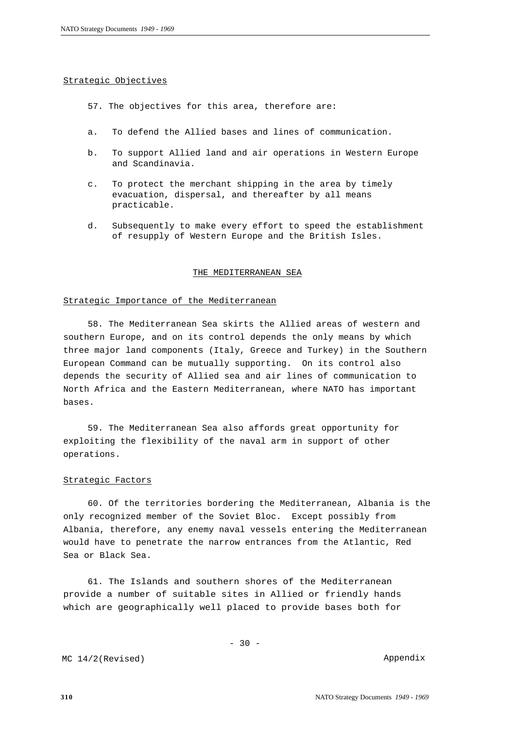Strategic Objectives

57. The objectives for this area, therefore are:

a. To defend the Allied bases and lines of communication.

b. To support Allied land and air operations in Western Europe and Scandinavia.

c. To protect the merchant shipping in the area by timely evacuation, dispersal, and thereafter by all means practicable.

d. Subsequently to make every effort to speed the establishment of resupply of Western Europe and the British Isles.

## THE MEDITERRANEAN SEA

Strategic Importance of the Mediterranean

58. The Mediterranean Sea skirts the Allied areas of western and southern Europe, and on its control depends the only means by which three major land components (Italy, Greece and Turkey) in the Southern European Command can be mutually supporting. On its control also depends the security of Allied sea and air lines of communication to North Africa and the Eastern Mediterranean, where NATO has important bases.

59. The Mediterranean Sea also affords great opportunity for exploiting the flexibility of the naval arm in support of other operations.

Strategic Factors

60. Of the territories bordering the Mediterranean, Albania is the only recognized member of the Soviet Bloc. Except possibly from Albania, therefore, any enemy naval vessels entering the Mediterranean would have to penetrate the narrow entrances from the Atlantic, Red Sea or Black Sea.

61. The Islands and southern shores of the Mediterranean provide a number of suitable sites in Allied or friendly hands which are geographically well placed to provide bases both for

MC 14/2(Revised) Appendix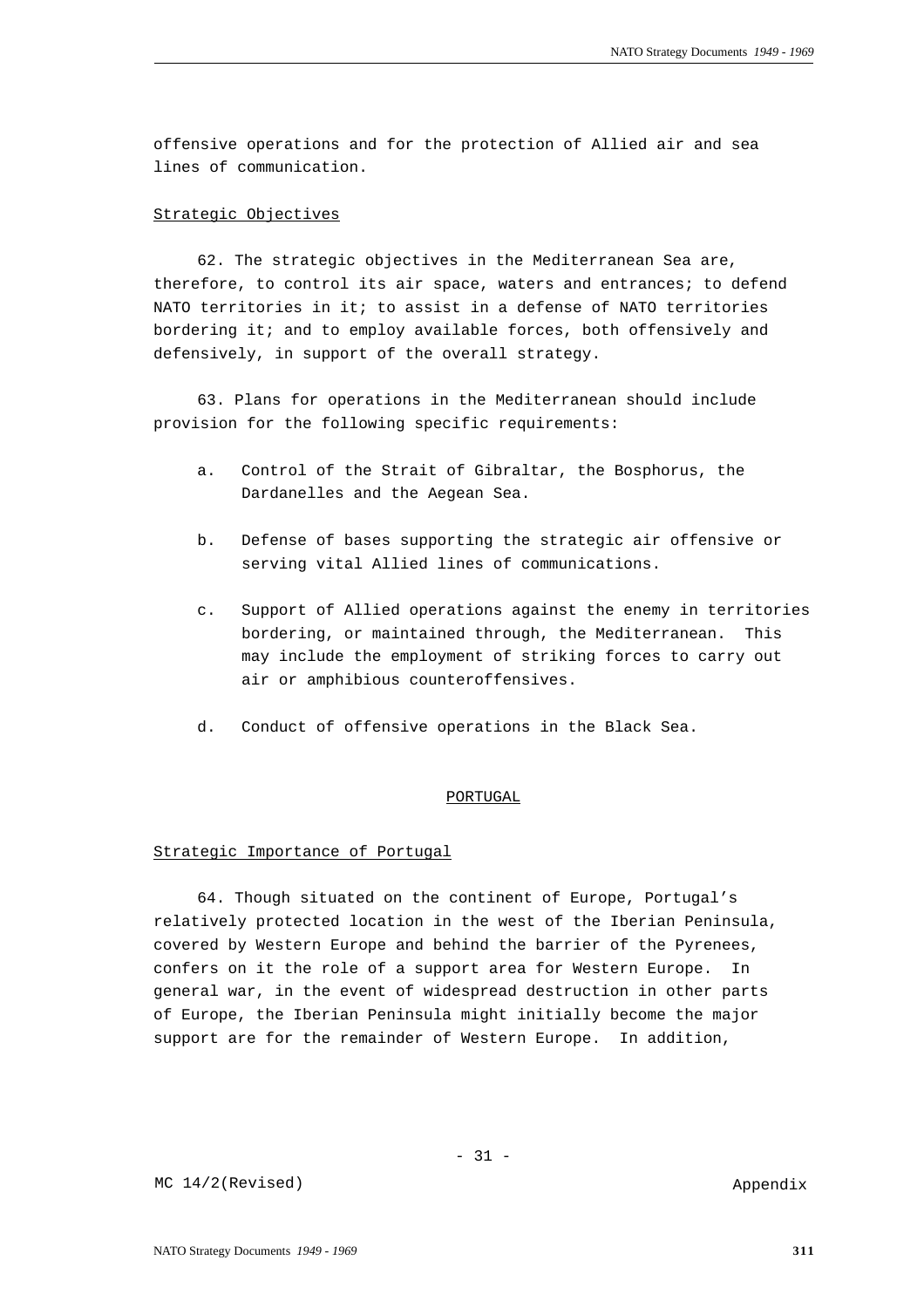offensive operations and for the protection of Allied air and sea lines of communication.

Strategic Objectives

62. The strategic objectives in the Mediterranean Sea are, therefore, to control its air space, waters and entrances; to defend NATO territories in it; to assist in a defense of NATO territories bordering it; and to employ available forces, both offensively and defensively, in support of the overall strategy.

63. Plans for operations in the Mediterranean should include provision for the following specific requirements:

a. Control of the Strait of Gibraltar, the Bosphorus, the Dardanelles and the Aegean Sea.

b. Defense of bases supporting the strategic air offensive or serving vital Allied lines of communications.

c. Support of Allied operations against the enemy in territories bordering, or maintained through, the Mediterranean. This may include the employment of striking forces to carry out air or amphibious counteroffensives.

d. Conduct of offensive operations in the Black Sea.

PORTUGAL

Strategic Importance of Portugal

64. Though situated on the continent of Europe, Portugal's relatively protected location in the west of the Iberian Peninsula, covered by Western Europe and behind the barrier of the Pyrenees, confers on it the role of a support area for Western Europe. In general war, in the event of widespread destruction in other parts of Europe, the Iberian Peninsula might initially become the major support are for the remainder of Western Europe. In addition,

MC 14/2(Revised) Appendix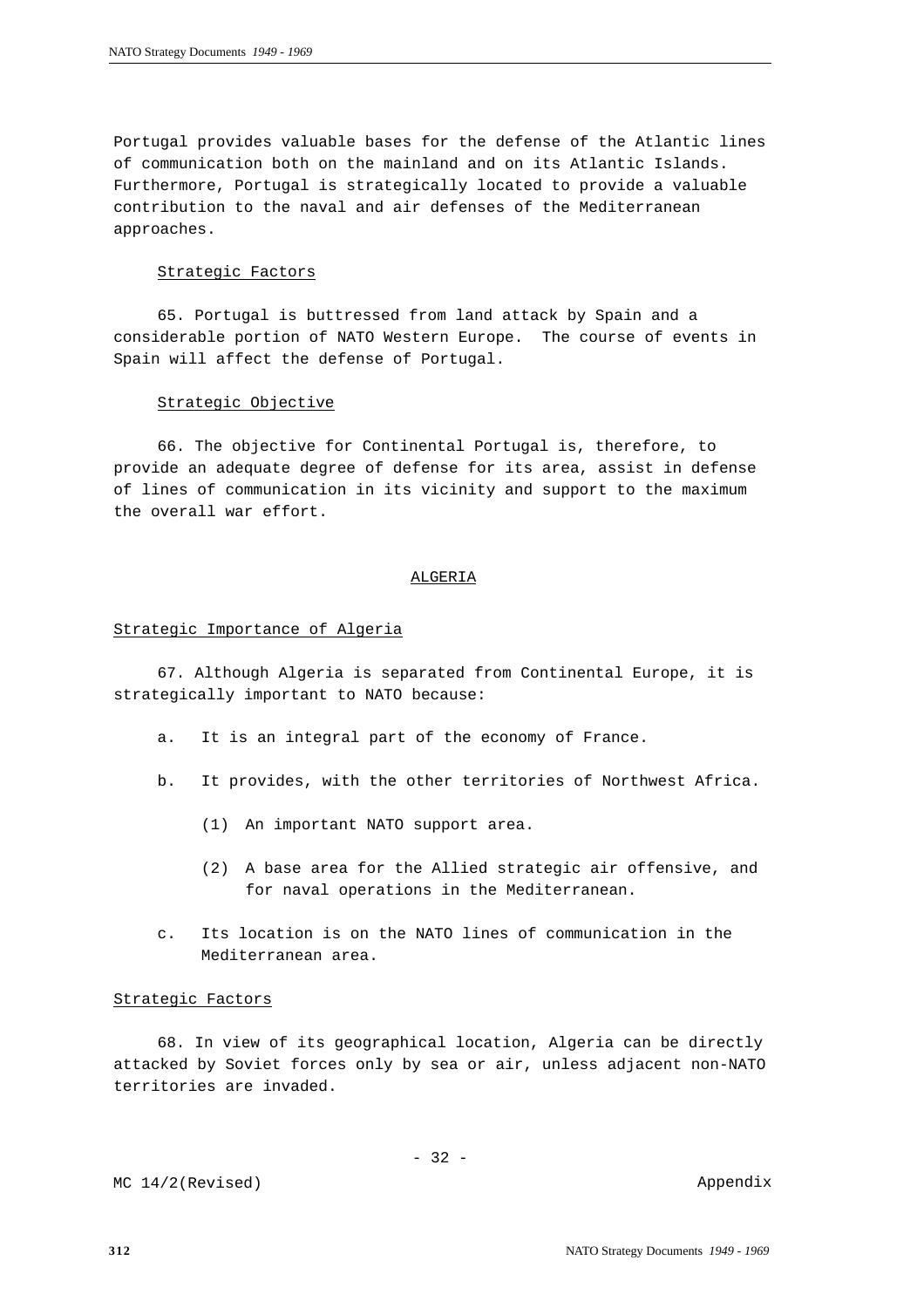Portugal provides valuable bases for the defense of the Atlantic lines of communication both on the mainland and on its Atlantic Islands. Furthermore, Portugal is strategically located to provide a valuable contribution to the naval and air defenses of the Mediterranean approaches.

### Strategic Factors

65. Portugal is buttressed from land attack by Spain and a considerable portion of NATO Western Europe. The course of events in Spain will affect the defense of Portugal.

### Strategic Objective

66. The objective for Continental Portugal is, therefore, to provide an adequate degree of defense for its area, assist in defense of lines of communication in its vicinity and support to the maximum the overall war effort.

## ALGERIA

### Strategic Importance of Algeria

67. Although Algeria is separated from Continental Europe, it is strategically important to NATO because:

a. It is an integral part of the economy of France.

b. It provides, with the other territories of Northwest Africa.

   (1) An important NATO support area.

   (2) A base area for the Allied strategic air offensive, and for naval operations in the Mediterranean.

c. Its location is on the NATO lines of communication in the Mediterranean area.

### Strategic Factors

68. In view of its geographical location, Algeria can be directly attacked by Soviet forces only by sea or air, unless adjacent non-NATO territories are invaded.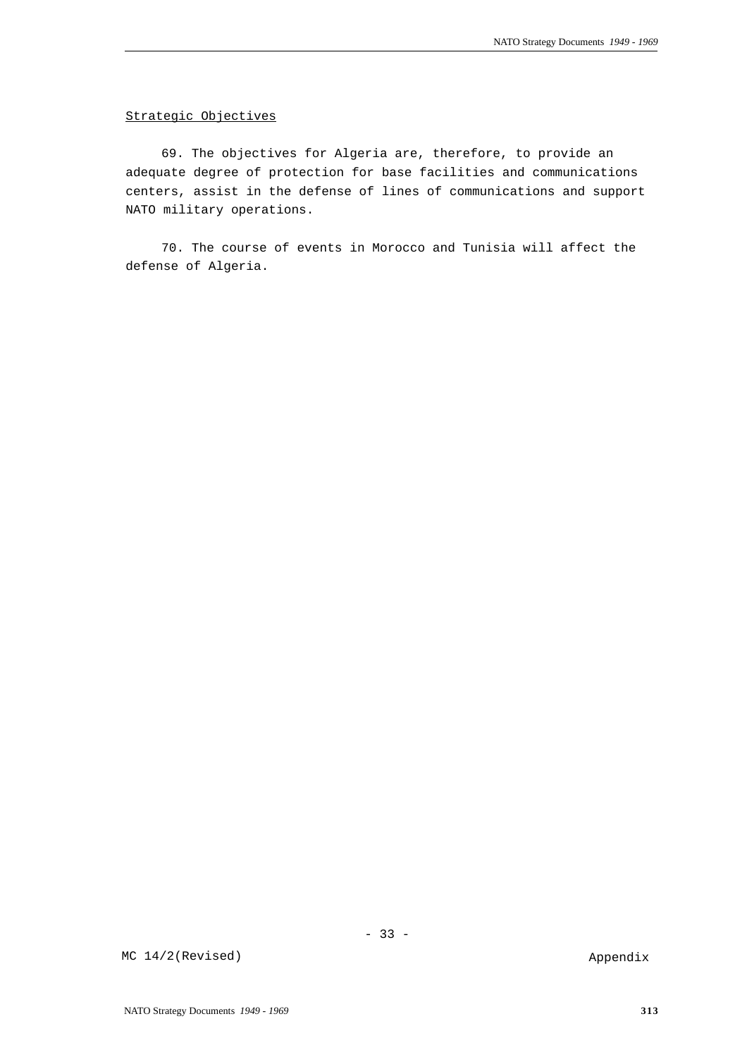Strategic Objectives

69. The objectives for Algeria are, therefore, to provide an adequate degree of protection for base facilities and communications centers, assist in the defense of lines of communications and support NATO military operations.

70. The course of events in Morocco and Tunisia will affect the defense of Algeria.